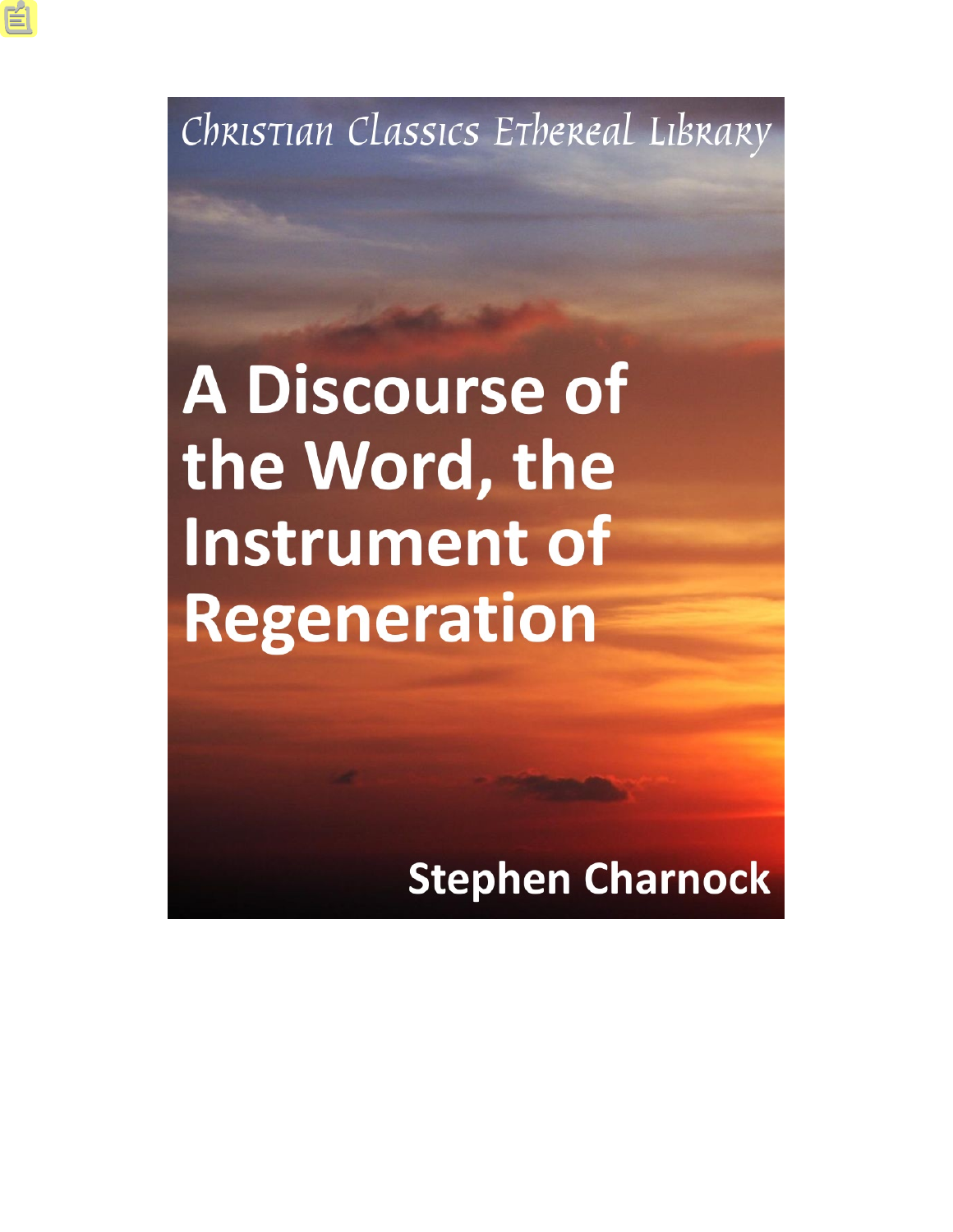Christian Classics Ethereal Library

# A Discourse of the Word, the Instrument of Regeneration

Stephen Charnock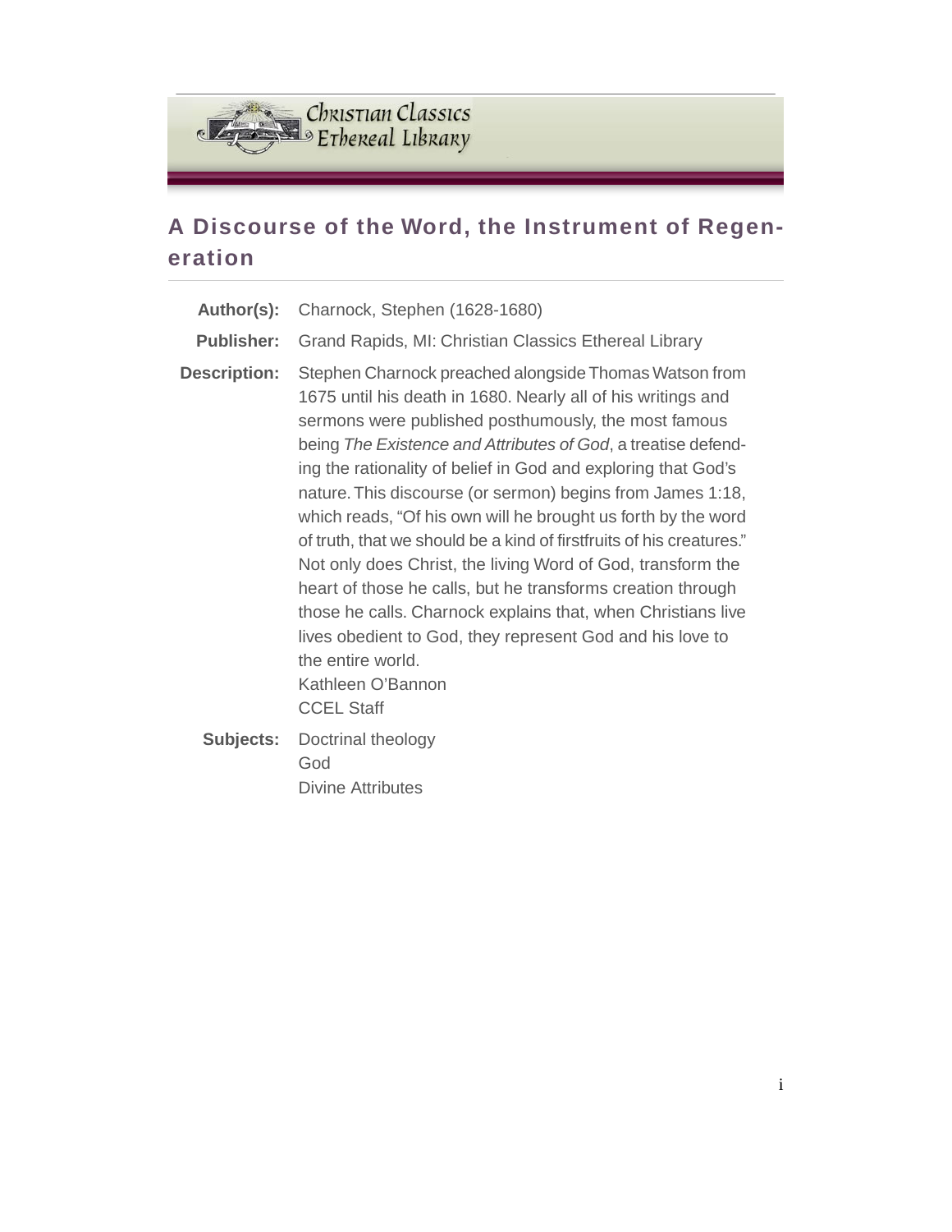# A Discourse of the Word, the Instrument of Regeneration

| | |
|---|---|
| **Author(s):** | Charnock, Stephen (1628-1680) |
| **Publisher:** | Grand Rapids, MI: Christian Classics Ethereal Library |
| **Description:** | Stephen Charnock preached alongside Thomas Watson from 1675 until his death in 1680. Nearly all of his writings and sermons were published posthumously, the most famous being *The Existence and Attributes of God*, a treatise defending the rationality of belief in God and exploring that God's nature. This discourse (or sermon) begins from James 1:18, which reads, "Of his own will he brought us forth by the word of truth, that we should be a kind of firstfruits of his creatures." Not only does Christ, the living Word of God, transform the heart of those he calls, but he transforms creation through those he calls. Charnock explains that, when Christians live lives obedient to God, they represent God and his love to the entire world.<br>Kathleen O'Bannon<br>CCEL Staff |
| **Subjects:** | Doctrinal theology<br>God<br>Divine Attributes |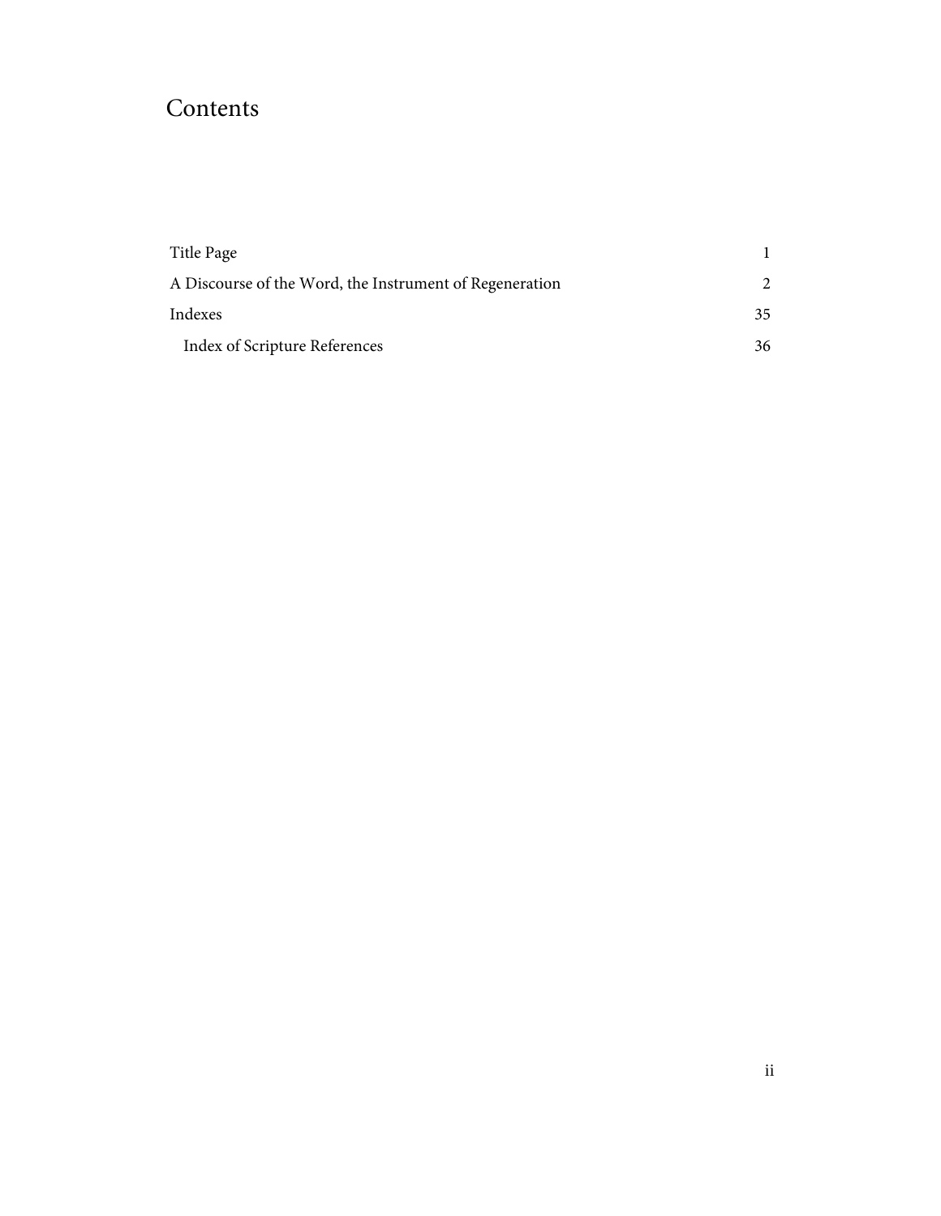# Contents

| | |
|---|---|
| Title Page | 1 |
| A Discourse of the Word, the Instrument of Regeneration | 2 |
| Indexes | 35 |
| Index of Scripture References | 36 |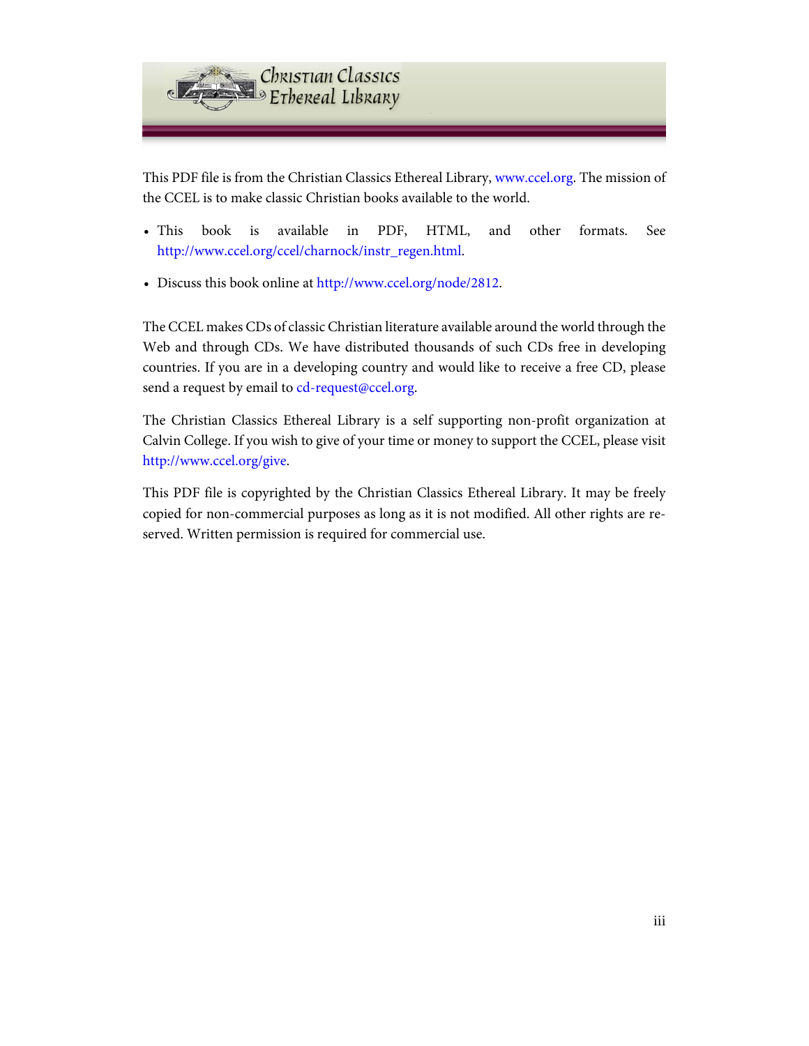This PDF file is from the Christian Classics Ethereal Library, www.ccel.org. The mission of the CCEL is to make classic Christian books available to the world.

- This book is available in PDF, HTML, and other formats. See http://www.ccel.org/ccel/charnock/instr_regen.html.
- Discuss this book online at http://www.ccel.org/node/2812.

The CCEL makes CDs of classic Christian literature available around the world through the Web and through CDs. We have distributed thousands of such CDs free in developing countries. If you are in a developing country and would like to receive a free CD, please send a request by email to cd-request@ccel.org.

The Christian Classics Ethereal Library is a self supporting non-profit organization at Calvin College. If you wish to give of your time or money to support the CCEL, please visit http://www.ccel.org/give.

This PDF file is copyrighted by the Christian Classics Ethereal Library. It may be freely copied for non-commercial purposes as long as it is not modified. All other rights are reserved. Written permission is required for commercial use.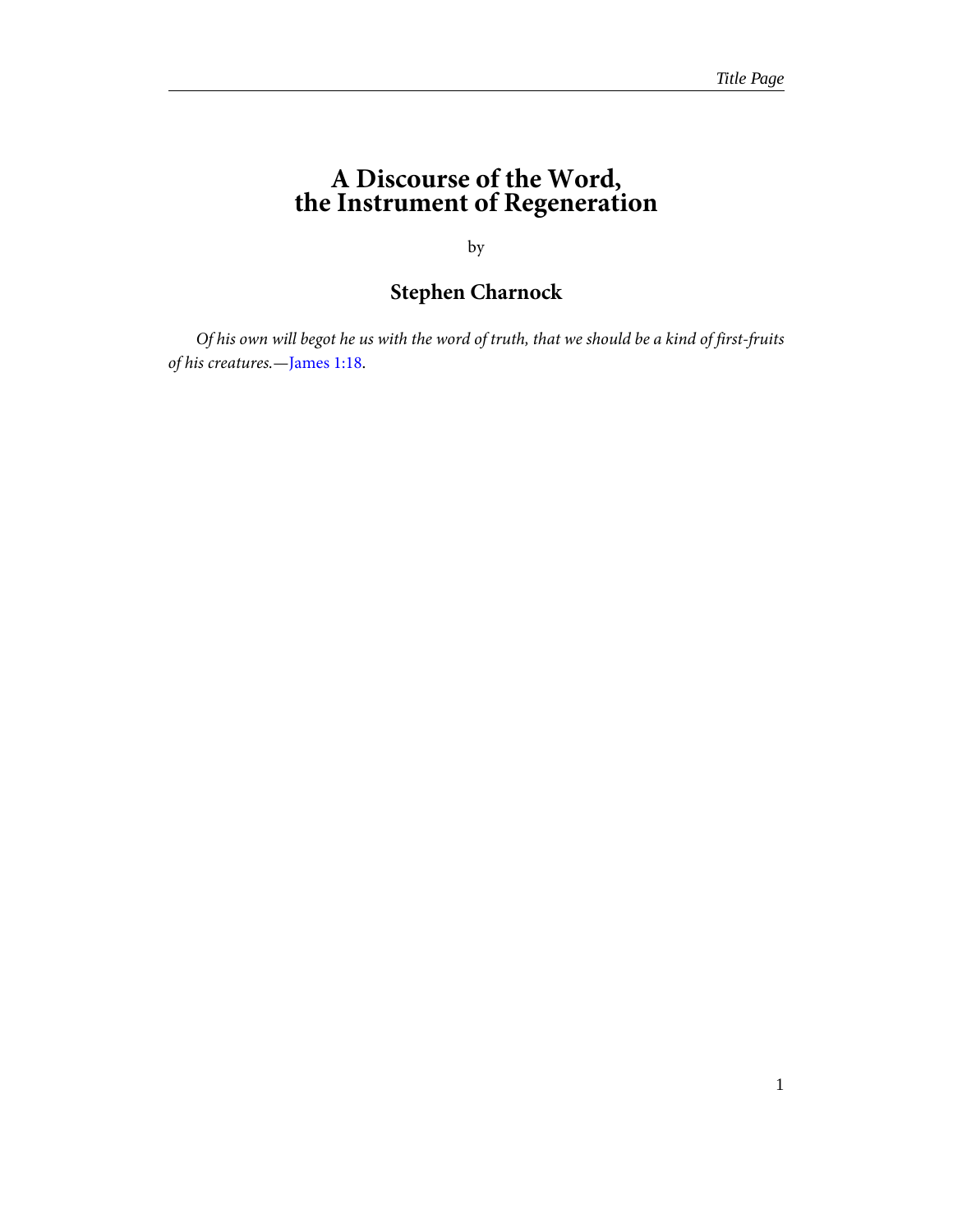# A Discourse of the Word, the Instrument of Regeneration

by

## Stephen Charnock

*Of his own will begot he us with the word of truth, that we should be a kind of first-fruits of his creatures.*—James 1:18.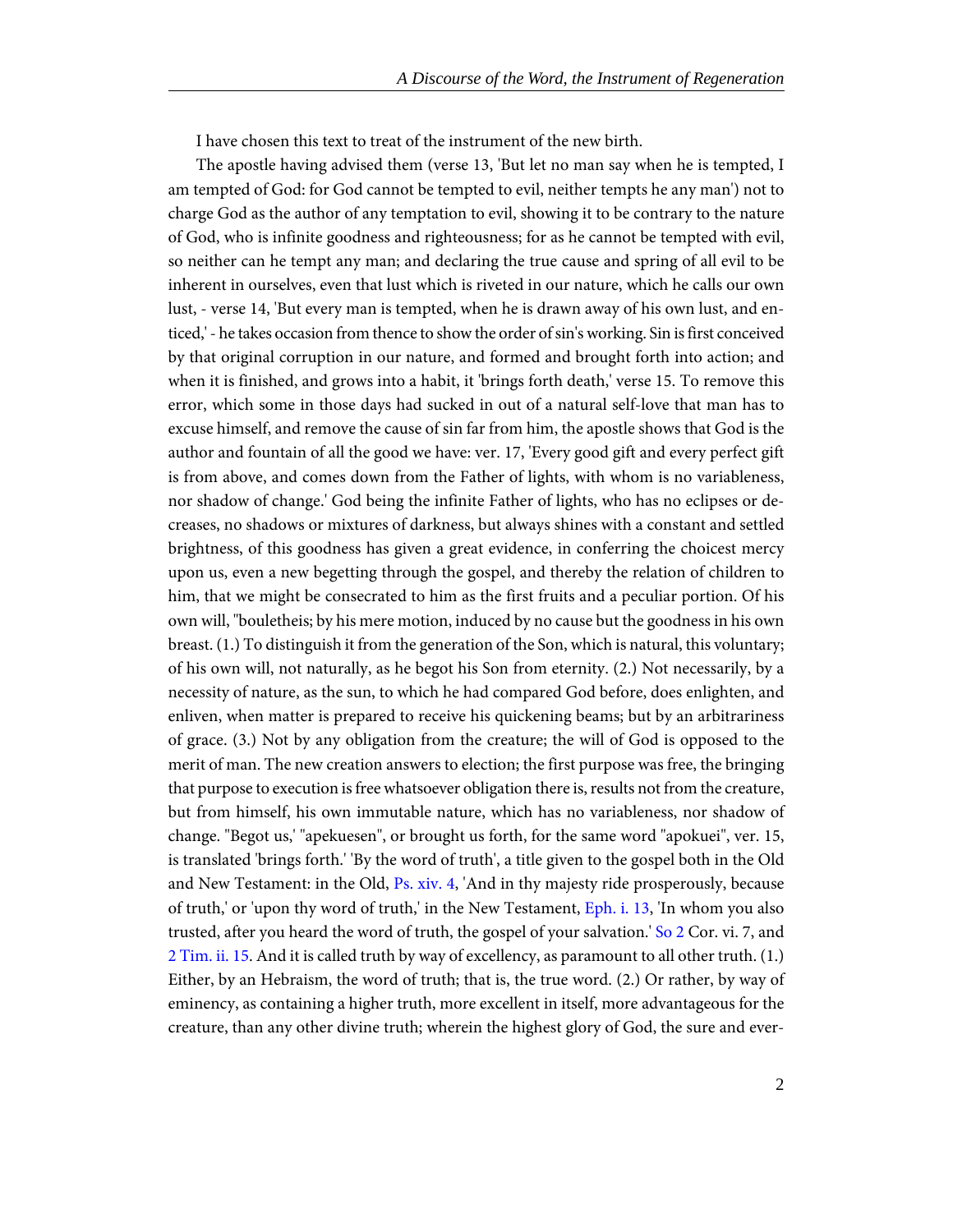I have chosen this text to treat of the instrument of the new birth.

The apostle having advised them (verse 13, 'But let no man say when he is tempted, I am tempted of God: for God cannot be tempted to evil, neither tempts he any man') not to charge God as the author of any temptation to evil, showing it to be contrary to the nature of God, who is infinite goodness and righteousness; for as he cannot be tempted with evil, so neither can he tempt any man; and declaring the true cause and spring of all evil to be inherent in ourselves, even that lust which is riveted in our nature, which he calls our own lust, - verse 14, 'But every man is tempted, when he is drawn away of his own lust, and enticed,' - he takes occasion from thence to show the order of sin's working. Sin is first conceived by that original corruption in our nature, and formed and brought forth into action; and when it is finished, and grows into a habit, it 'brings forth death,' verse 15. To remove this error, which some in those days had sucked in out of a natural self-love that man has to excuse himself, and remove the cause of sin far from him, the apostle shows that God is the author and fountain of all the good we have: ver. 17, 'Every good gift and every perfect gift is from above, and comes down from the Father of lights, with whom is no variableness, nor shadow of change.' God being the infinite Father of lights, who has no eclipses or decreases, no shadows or mixtures of darkness, but always shines with a constant and settled brightness, of this goodness has given a great evidence, in conferring the choicest mercy upon us, even a new begetting through the gospel, and thereby the relation of children to him, that we might be consecrated to him as the first fruits and a peculiar portion. Of his own will, "bouletheis; by his mere motion, induced by no cause but the goodness in his own breast. (1.) To distinguish it from the generation of the Son, which is natural, this voluntary; of his own will, not naturally, as he begot his Son from eternity. (2.) Not necessarily, by a necessity of nature, as the sun, to which he had compared God before, does enlighten, and enliven, when matter is prepared to receive his quickening beams; but by an arbitrariness of grace. (3.) Not by any obligation from the creature; the will of God is opposed to the merit of man. The new creation answers to election; the first purpose was free, the bringing that purpose to execution is free whatsoever obligation there is, results not from the creature, but from himself, his own immutable nature, which has no variableness, nor shadow of change. "Begot us,' "apekuesen", or brought us forth, for the same word "apokuei", ver. 15, is translated 'brings forth.' 'By the word of truth', a title given to the gospel both in the Old and New Testament: in the Old, Ps. xiv. 4, 'And in thy majesty ride prosperously, because of truth,' or 'upon thy word of truth,' in the New Testament, Eph. i. 13, 'In whom you also trusted, after you heard the word of truth, the gospel of your salvation.' So 2 Cor. vi. 7, and 2 Tim. ii. 15. And it is called truth by way of excellency, as paramount to all other truth. (1.) Either, by an Hebraism, the word of truth; that is, the true word. (2.) Or rather, by way of eminency, as containing a higher truth, more excellent in itself, more advantageous for the creature, than any other divine truth; wherein the highest glory of God, the sure and ever-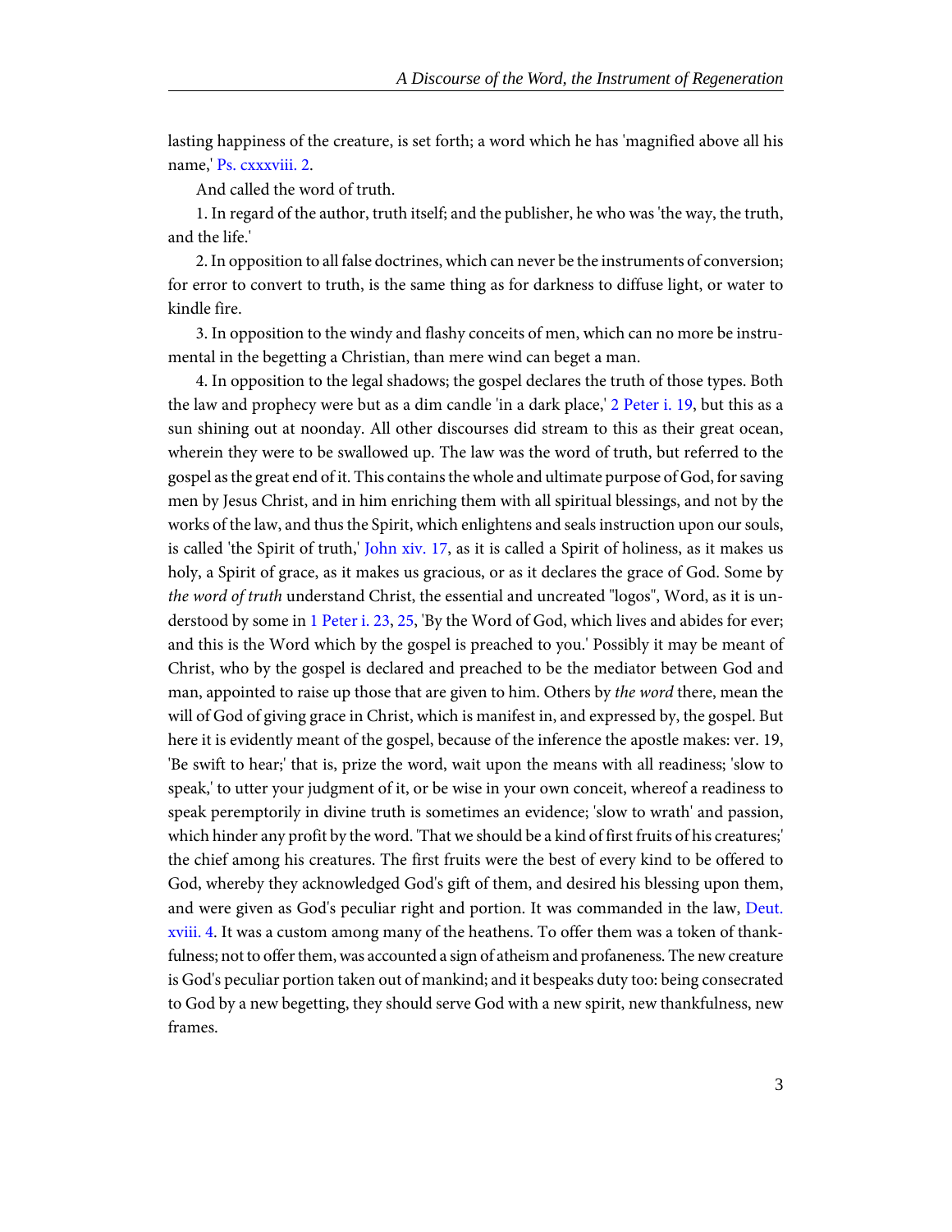lasting happiness of the creature, is set forth; a word which he has 'magnified above all his name,' Ps. cxxxviii. 2.

And called the word of truth.

1. In regard of the author, truth itself; and the publisher, he who was 'the way, the truth, and the life.'

2. In opposition to all false doctrines, which can never be the instruments of conversion; for error to convert to truth, is the same thing as for darkness to diffuse light, or water to kindle fire.

3. In opposition to the windy and flashy conceits of men, which can no more be instrumental in the begetting a Christian, than mere wind can beget a man.

4. In opposition to the legal shadows; the gospel declares the truth of those types. Both the law and prophecy were but as a dim candle 'in a dark place,' 2 Peter i. 19, but this as a sun shining out at noonday. All other discourses did stream to this as their great ocean, wherein they were to be swallowed up. The law was the word of truth, but referred to the gospel as the great end of it. This contains the whole and ultimate purpose of God, for saving men by Jesus Christ, and in him enriching them with all spiritual blessings, and not by the works of the law, and thus the Spirit, which enlightens and seals instruction upon our souls, is called 'the Spirit of truth,' John xiv. 17, as it is called a Spirit of holiness, as it makes us holy, a Spirit of grace, as it makes us gracious, or as it declares the grace of God. Some by *the word of truth* understand Christ, the essential and uncreated "logos", Word, as it is understood by some in 1 Peter i. 23, 25, 'By the Word of God, which lives and abides for ever; and this is the Word which by the gospel is preached to you.' Possibly it may be meant of Christ, who by the gospel is declared and preached to be the mediator between God and man, appointed to raise up those that are given to him. Others by *the word* there, mean the will of God of giving grace in Christ, which is manifest in, and expressed by, the gospel. But here it is evidently meant of the gospel, because of the inference the apostle makes: ver. 19, 'Be swift to hear;' that is, prize the word, wait upon the means with all readiness; 'slow to speak,' to utter your judgment of it, or be wise in your own conceit, whereof a readiness to speak peremptorily in divine truth is sometimes an evidence; 'slow to wrath' and passion, which hinder any profit by the word. 'That we should be a kind of first fruits of his creatures;' the chief among his creatures. The first fruits were the best of every kind to be offered to God, whereby they acknowledged God's gift of them, and desired his blessing upon them, and were given as God's peculiar right and portion. It was commanded in the law, Deut. xviii. 4. It was a custom among many of the heathens. To offer them was a token of thankfulness; not to offer them, was accounted a sign of atheism and profaneness. The new creature is God's peculiar portion taken out of mankind; and it bespeaks duty too: being consecrated to God by a new begetting, they should serve God with a new spirit, new thankfulness, new frames.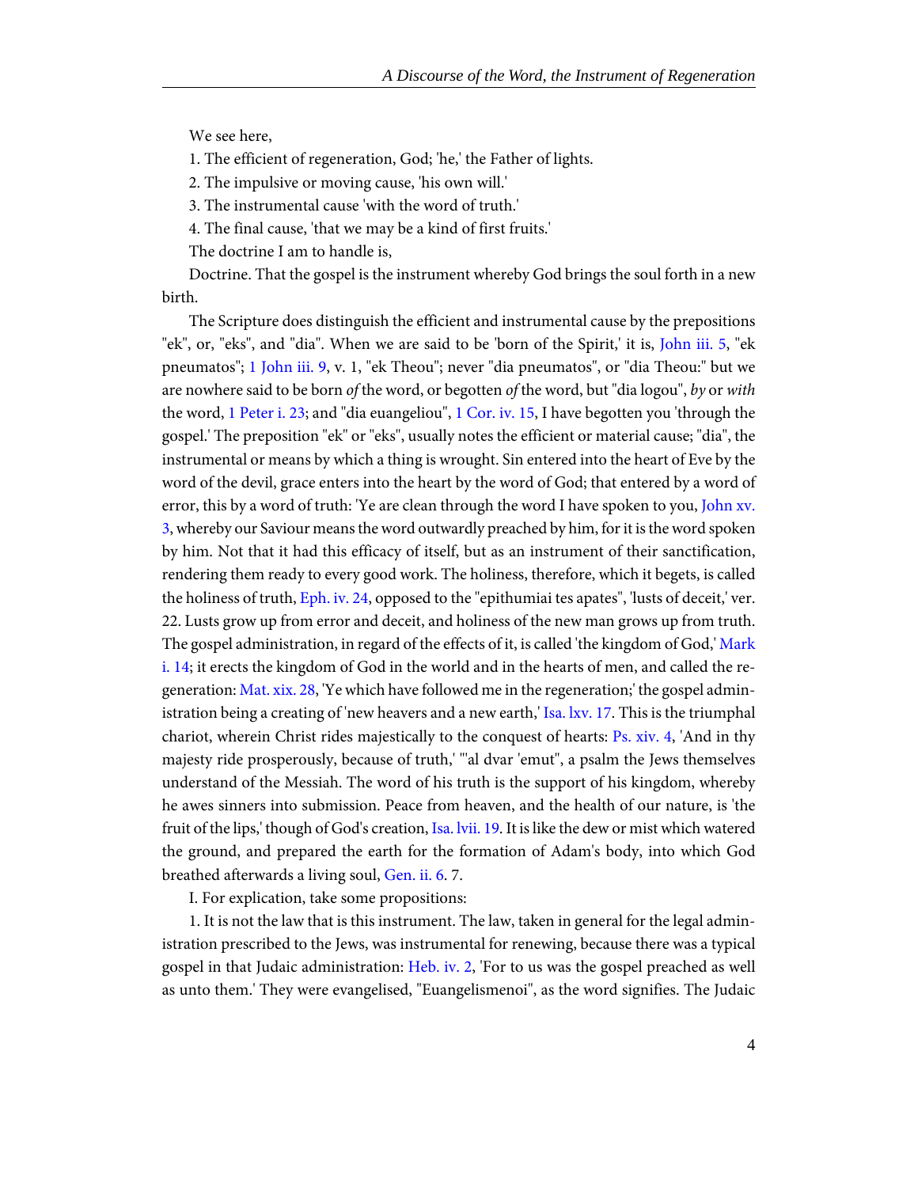We see here,

1. The efficient of regeneration, God; 'he,' the Father of lights.

2. The impulsive or moving cause, 'his own will.'

3. The instrumental cause 'with the word of truth.'

4. The final cause, 'that we may be a kind of first fruits.'

The doctrine I am to handle is,

Doctrine. That the gospel is the instrument whereby God brings the soul forth in a new birth.

The Scripture does distinguish the efficient and instrumental cause by the prepositions "ek", or, "eks", and "dia". When we are said to be 'born of the Spirit,' it is, John iii. 5, "ek pneumatos"; 1 John iii. 9, v. 1, "ek Theou"; never "dia pneumatos", or "dia Theou:" but we are nowhere said to be born *of* the word, or begotten *of* the word, but "dia logou", *by* or *with* the word, 1 Peter i. 23; and "dia euangeliou", 1 Cor. iv. 15, I have begotten you 'through the gospel.' The preposition "ek" or "eks", usually notes the efficient or material cause; "dia", the instrumental or means by which a thing is wrought. Sin entered into the heart of Eve by the word of the devil, grace enters into the heart by the word of God; that entered by a word of error, this by a word of truth: 'Ye are clean through the word I have spoken to you, John xv. 3, whereby our Saviour means the word outwardly preached by him, for it is the word spoken by him. Not that it had this efficacy of itself, but as an instrument of their sanctification, rendering them ready to every good work. The holiness, therefore, which it begets, is called the holiness of truth, Eph. iv. 24, opposed to the "epithumiai tes apates", 'lusts of deceit,' ver. 22. Lusts grow up from error and deceit, and holiness of the new man grows up from truth. The gospel administration, in regard of the effects of it, is called 'the kingdom of God,' Mark i. 14; it erects the kingdom of God in the world and in the hearts of men, and called the regeneration: Mat. xix. 28, 'Ye which have followed me in the regeneration;' the gospel administration being a creating of 'new heavers and a new earth,' Isa. lxv. 17. This is the triumphal chariot, wherein Christ rides majestically to the conquest of hearts: Ps. xiv. 4, 'And in thy majesty ride prosperously, because of truth,' "'al dvar 'emut", a psalm the Jews themselves understand of the Messiah. The word of his truth is the support of his kingdom, whereby he awes sinners into submission. Peace from heaven, and the health of our nature, is 'the fruit of the lips,' though of God's creation, Isa. lvii. 19. It is like the dew or mist which watered the ground, and prepared the earth for the formation of Adam's body, into which God breathed afterwards a living soul, Gen. ii. 6. 7.

I. For explication, take some propositions:

1. It is not the law that is this instrument. The law, taken in general for the legal administration prescribed to the Jews, was instrumental for renewing, because there was a typical gospel in that Judaic administration: Heb. iv. 2, 'For to us was the gospel preached as well as unto them.' They were evangelised, "Euangelismenoi", as the word signifies. The Judaic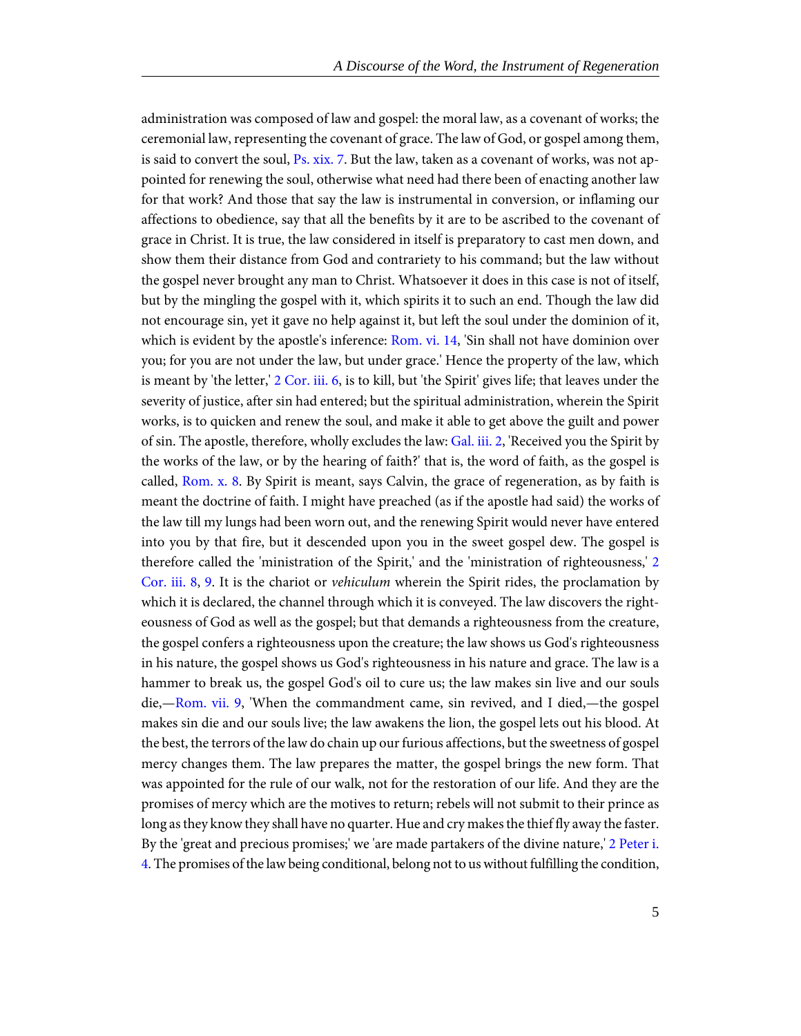administration was composed of law and gospel: the moral law, as a covenant of works; the ceremonial law, representing the covenant of grace. The law of God, or gospel among them, is said to convert the soul, Ps. xix. 7. But the law, taken as a covenant of works, was not appointed for renewing the soul, otherwise what need had there been of enacting another law for that work? And those that say the law is instrumental in conversion, or inflaming our affections to obedience, say that all the benefits by it are to be ascribed to the covenant of grace in Christ. It is true, the law considered in itself is preparatory to cast men down, and show them their distance from God and contrariety to his command; but the law without the gospel never brought any man to Christ. Whatsoever it does in this case is not of itself, but by the mingling the gospel with it, which spirits it to such an end. Though the law did not encourage sin, yet it gave no help against it, but left the soul under the dominion of it, which is evident by the apostle's inference: Rom. vi. 14, 'Sin shall not have dominion over you; for you are not under the law, but under grace.' Hence the property of the law, which is meant by 'the letter,' 2 Cor. iii. 6, is to kill, but 'the Spirit' gives life; that leaves under the severity of justice, after sin had entered; but the spiritual administration, wherein the Spirit works, is to quicken and renew the soul, and make it able to get above the guilt and power of sin. The apostle, therefore, wholly excludes the law: Gal. iii. 2, 'Received you the Spirit by the works of the law, or by the hearing of faith?' that is, the word of faith, as the gospel is called, Rom. x. 8. By Spirit is meant, says Calvin, the grace of regeneration, as by faith is meant the doctrine of faith. I might have preached (as if the apostle had said) the works of the law till my lungs had been worn out, and the renewing Spirit would never have entered into you by that fire, but it descended upon you in the sweet gospel dew. The gospel is therefore called the 'ministration of the Spirit,' and the 'ministration of righteousness,' 2 Cor. iii. 8, 9. It is the chariot or *vehiculum* wherein the Spirit rides, the proclamation by which it is declared, the channel through which it is conveyed. The law discovers the righteousness of God as well as the gospel; but that demands a righteousness from the creature, the gospel confers a righteousness upon the creature; the law shows us God's righteousness in his nature, the gospel shows us God's righteousness in his nature and grace. The law is a hammer to break us, the gospel God's oil to cure us; the law makes sin live and our souls die,—Rom. vii. 9, 'When the commandment came, sin revived, and I died,—the gospel makes sin die and our souls live; the law awakens the lion, the gospel lets out his blood. At the best, the terrors of the law do chain up our furious affections, but the sweetness of gospel mercy changes them. The law prepares the matter, the gospel brings the new form. That was appointed for the rule of our walk, not for the restoration of our life. And they are the promises of mercy which are the motives to return; rebels will not submit to their prince as long as they know they shall have no quarter. Hue and cry makes the thief fly away the faster. By the 'great and precious promises;' we 'are made partakers of the divine nature,' 2 Peter i. 4. The promises of the law being conditional, belong not to us without fulfilling the condition,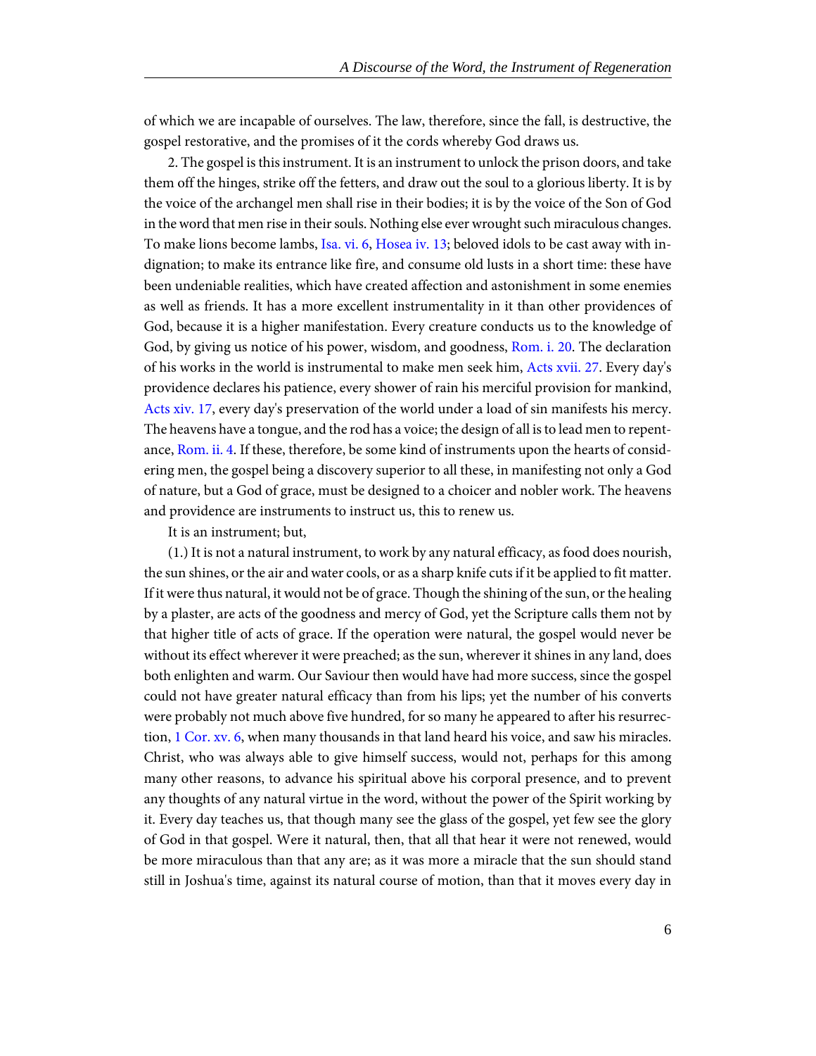of which we are incapable of ourselves. The law, therefore, since the fall, is destructive, the gospel restorative, and the promises of it the cords whereby God draws us.

2. The gospel is this instrument. It is an instrument to unlock the prison doors, and take them off the hinges, strike off the fetters, and draw out the soul to a glorious liberty. It is by the voice of the archangel men shall rise in their bodies; it is by the voice of the Son of God in the word that men rise in their souls. Nothing else ever wrought such miraculous changes. To make lions become lambs, Isa. vi. 6, Hosea iv. 13; beloved idols to be cast away with indignation; to make its entrance like fire, and consume old lusts in a short time: these have been undeniable realities, which have created affection and astonishment in some enemies as well as friends. It has a more excellent instrumentality in it than other providences of God, because it is a higher manifestation. Every creature conducts us to the knowledge of God, by giving us notice of his power, wisdom, and goodness, Rom. i. 20. The declaration of his works in the world is instrumental to make men seek him, Acts xvii. 27. Every day's providence declares his patience, every shower of rain his merciful provision for mankind, Acts xiv. 17, every day's preservation of the world under a load of sin manifests his mercy. The heavens have a tongue, and the rod has a voice; the design of all is to lead men to repentance, Rom. ii. 4. If these, therefore, be some kind of instruments upon the hearts of considering men, the gospel being a discovery superior to all these, in manifesting not only a God of nature, but a God of grace, must be designed to a choicer and nobler work. The heavens and providence are instruments to instruct us, this to renew us.

It is an instrument; but,

(1.) It is not a natural instrument, to work by any natural efficacy, as food does nourish, the sun shines, or the air and water cools, or as a sharp knife cuts if it be applied to fit matter. If it were thus natural, it would not be of grace. Though the shining of the sun, or the healing by a plaster, are acts of the goodness and mercy of God, yet the Scripture calls them not by that higher title of acts of grace. If the operation were natural, the gospel would never be without its effect wherever it were preached; as the sun, wherever it shines in any land, does both enlighten and warm. Our Saviour then would have had more success, since the gospel could not have greater natural efficacy than from his lips; yet the number of his converts were probably not much above five hundred, for so many he appeared to after his resurrection, 1 Cor. xv. 6, when many thousands in that land heard his voice, and saw his miracles. Christ, who was always able to give himself success, would not, perhaps for this among many other reasons, to advance his spiritual above his corporal presence, and to prevent any thoughts of any natural virtue in the word, without the power of the Spirit working by it. Every day teaches us, that though many see the glass of the gospel, yet few see the glory of God in that gospel. Were it natural, then, that all that hear it were not renewed, would be more miraculous than that any are; as it was more a miracle that the sun should stand still in Joshua's time, against its natural course of motion, than that it moves every day in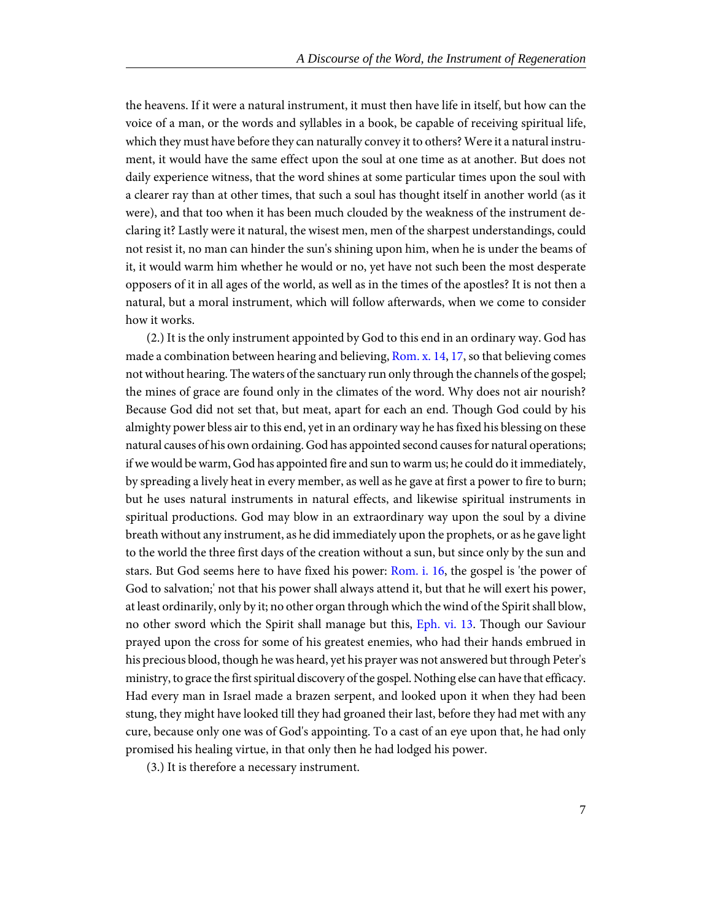the heavens. If it were a natural instrument, it must then have life in itself, but how can the voice of a man, or the words and syllables in a book, be capable of receiving spiritual life, which they must have before they can naturally convey it to others? Were it a natural instrument, it would have the same effect upon the soul at one time as at another. But does not daily experience witness, that the word shines at some particular times upon the soul with a clearer ray than at other times, that such a soul has thought itself in another world (as it were), and that too when it has been much clouded by the weakness of the instrument declaring it? Lastly were it natural, the wisest men, men of the sharpest understandings, could not resist it, no man can hinder the sun's shining upon him, when he is under the beams of it, it would warm him whether he would or no, yet have not such been the most desperate opposers of it in all ages of the world, as well as in the times of the apostles? It is not then a natural, but a moral instrument, which will follow afterwards, when we come to consider how it works.

(2.) It is the only instrument appointed by God to this end in an ordinary way. God has made a combination between hearing and believing, Rom. x. 14, 17, so that believing comes not without hearing. The waters of the sanctuary run only through the channels of the gospel; the mines of grace are found only in the climates of the word. Why does not air nourish? Because God did not set that, but meat, apart for each an end. Though God could by his almighty power bless air to this end, yet in an ordinary way he has fixed his blessing on these natural causes of his own ordaining. God has appointed second causes for natural operations; if we would be warm, God has appointed fire and sun to warm us; he could do it immediately, by spreading a lively heat in every member, as well as he gave at first a power to fire to burn; but he uses natural instruments in natural effects, and likewise spiritual instruments in spiritual productions. God may blow in an extraordinary way upon the soul by a divine breath without any instrument, as he did immediately upon the prophets, or as he gave light to the world the three first days of the creation without a sun, but since only by the sun and stars. But God seems here to have fixed his power: Rom. i. 16, the gospel is 'the power of God to salvation;' not that his power shall always attend it, but that he will exert his power, at least ordinarily, only by it; no other organ through which the wind of the Spirit shall blow, no other sword which the Spirit shall manage but this, Eph. vi. 13. Though our Saviour prayed upon the cross for some of his greatest enemies, who had their hands embrued in his precious blood, though he was heard, yet his prayer was not answered but through Peter's ministry, to grace the first spiritual discovery of the gospel. Nothing else can have that efficacy. Had every man in Israel made a brazen serpent, and looked upon it when they had been stung, they might have looked till they had groaned their last, before they had met with any cure, because only one was of God's appointing. To a cast of an eye upon that, he had only promised his healing virtue, in that only then he had lodged his power.

(3.) It is therefore a necessary instrument.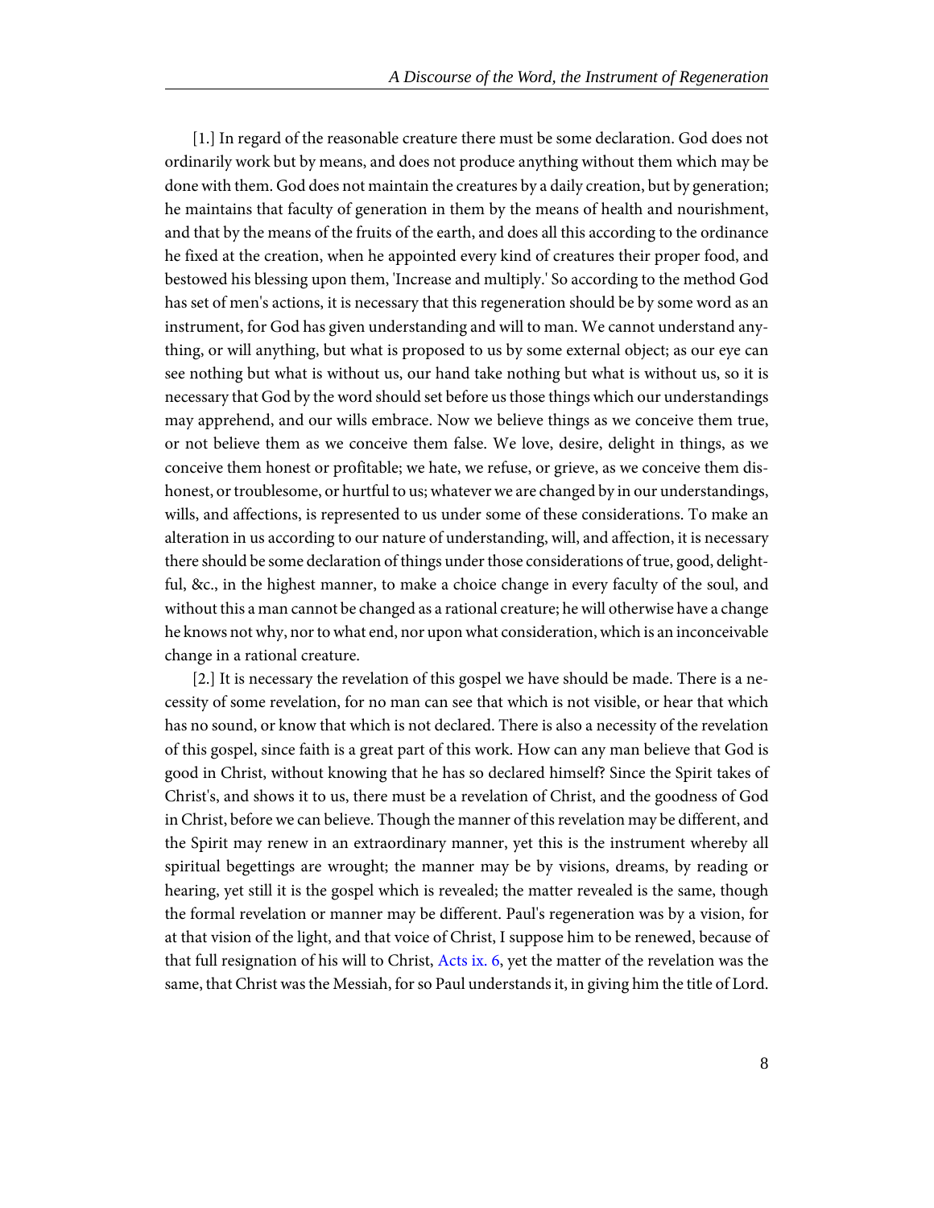[1.] In regard of the reasonable creature there must be some declaration. God does not ordinarily work but by means, and does not produce anything without them which may be done with them. God does not maintain the creatures by a daily creation, but by generation; he maintains that faculty of generation in them by the means of health and nourishment, and that by the means of the fruits of the earth, and does all this according to the ordinance he fixed at the creation, when he appointed every kind of creatures their proper food, and bestowed his blessing upon them, 'Increase and multiply.' So according to the method God has set of men's actions, it is necessary that this regeneration should be by some word as an instrument, for God has given understanding and will to man. We cannot understand anything, or will anything, but what is proposed to us by some external object; as our eye can see nothing but what is without us, our hand take nothing but what is without us, so it is necessary that God by the word should set before us those things which our understandings may apprehend, and our wills embrace. Now we believe things as we conceive them true, or not believe them as we conceive them false. We love, desire, delight in things, as we conceive them honest or profitable; we hate, we refuse, or grieve, as we conceive them dishonest, or troublesome, or hurtful to us; whatever we are changed by in our understandings, wills, and affections, is represented to us under some of these considerations. To make an alteration in us according to our nature of understanding, will, and affection, it is necessary there should be some declaration of things under those considerations of true, good, delightful, &c., in the highest manner, to make a choice change in every faculty of the soul, and without this a man cannot be changed as a rational creature; he will otherwise have a change he knows not why, nor to what end, nor upon what consideration, which is an inconceivable change in a rational creature.

[2.] It is necessary the revelation of this gospel we have should be made. There is a necessity of some revelation, for no man can see that which is not visible, or hear that which has no sound, or know that which is not declared. There is also a necessity of the revelation of this gospel, since faith is a great part of this work. How can any man believe that God is good in Christ, without knowing that he has so declared himself? Since the Spirit takes of Christ's, and shows it to us, there must be a revelation of Christ, and the goodness of God in Christ, before we can believe. Though the manner of this revelation may be different, and the Spirit may renew in an extraordinary manner, yet this is the instrument whereby all spiritual begettings are wrought; the manner may be by visions, dreams, by reading or hearing, yet still it is the gospel which is revealed; the matter revealed is the same, though the formal revelation or manner may be different. Paul's regeneration was by a vision, for at that vision of the light, and that voice of Christ, I suppose him to be renewed, because of that full resignation of his will to Christ, Acts ix. 6, yet the matter of the revelation was the same, that Christ was the Messiah, for so Paul understands it, in giving him the title of Lord.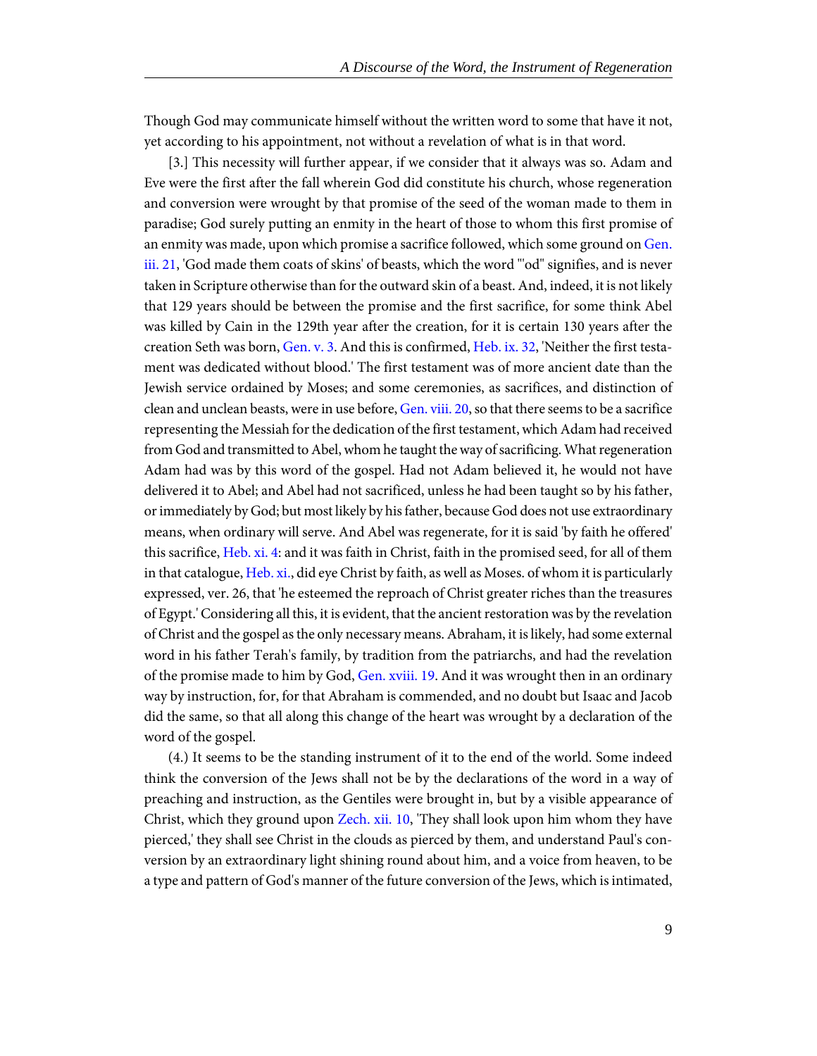Though God may communicate himself without the written word to some that have it not, yet according to his appointment, not without a revelation of what is in that word.

[3.] This necessity will further appear, if we consider that it always was so. Adam and Eve were the first after the fall wherein God did constitute his church, whose regeneration and conversion were wrought by that promise of the seed of the woman made to them in paradise; God surely putting an enmity in the heart of those to whom this first promise of an enmity was made, upon which promise a sacrifice followed, which some ground on Gen. iii. 21, 'God made them coats of skins' of beasts, which the word "'od" signifies, and is never taken in Scripture otherwise than for the outward skin of a beast. And, indeed, it is not likely that 129 years should be between the promise and the first sacrifice, for some think Abel was killed by Cain in the 129th year after the creation, for it is certain 130 years after the creation Seth was born, Gen. v. 3. And this is confirmed, Heb. ix. 32, 'Neither the first testament was dedicated without blood.' The first testament was of more ancient date than the Jewish service ordained by Moses; and some ceremonies, as sacrifices, and distinction of clean and unclean beasts, were in use before, Gen. viii. 20, so that there seems to be a sacrifice representing the Messiah for the dedication of the first testament, which Adam had received from God and transmitted to Abel, whom he taught the way of sacrificing. What regeneration Adam had was by this word of the gospel. Had not Adam believed it, he would not have delivered it to Abel; and Abel had not sacrificed, unless he had been taught so by his father, or immediately by God; but most likely by his father, because God does not use extraordinary means, when ordinary will serve. And Abel was regenerate, for it is said 'by faith he offered' this sacrifice, Heb. xi. 4: and it was faith in Christ, faith in the promised seed, for all of them in that catalogue, Heb. xi., did eye Christ by faith, as well as Moses. of whom it is particularly expressed, ver. 26, that 'he esteemed the reproach of Christ greater riches than the treasures of Egypt.' Considering all this, it is evident, that the ancient restoration was by the revelation of Christ and the gospel as the only necessary means. Abraham, it is likely, had some external word in his father Terah's family, by tradition from the patriarchs, and had the revelation of the promise made to him by God, Gen. xviii. 19. And it was wrought then in an ordinary way by instruction, for, for that Abraham is commended, and no doubt but Isaac and Jacob did the same, so that all along this change of the heart was wrought by a declaration of the word of the gospel.

(4.) It seems to be the standing instrument of it to the end of the world. Some indeed think the conversion of the Jews shall not be by the declarations of the word in a way of preaching and instruction, as the Gentiles were brought in, but by a visible appearance of Christ, which they ground upon Zech. xii. 10, 'They shall look upon him whom they have pierced,' they shall see Christ in the clouds as pierced by them, and understand Paul's conversion by an extraordinary light shining round about him, and a voice from heaven, to be a type and pattern of God's manner of the future conversion of the Jews, which is intimated,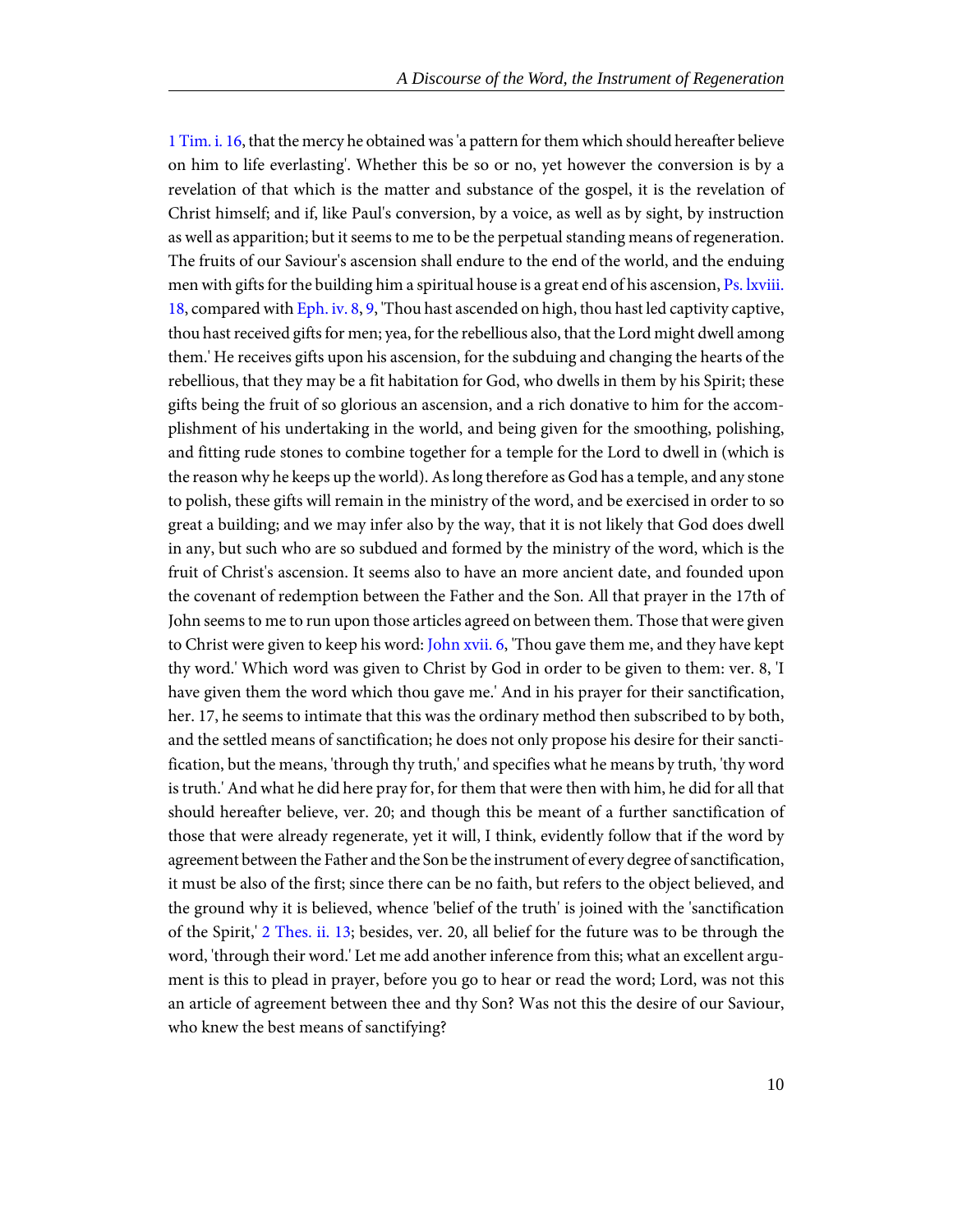1 Tim. i. 16, that the mercy he obtained was 'a pattern for them which should hereafter believe on him to life everlasting'. Whether this be so or no, yet however the conversion is by a revelation of that which is the matter and substance of the gospel, it is the revelation of Christ himself; and if, like Paul's conversion, by a voice, as well as by sight, by instruction as well as apparition; but it seems to me to be the perpetual standing means of regeneration. The fruits of our Saviour's ascension shall endure to the end of the world, and the enduing men with gifts for the building him a spiritual house is a great end of his ascension, Ps. lxviii. 18, compared with Eph. iv. 8, 9, 'Thou hast ascended on high, thou hast led captivity captive, thou hast received gifts for men; yea, for the rebellious also, that the Lord might dwell among them.' He receives gifts upon his ascension, for the subduing and changing the hearts of the rebellious, that they may be a fit habitation for God, who dwells in them by his Spirit; these gifts being the fruit of so glorious an ascension, and a rich donative to him for the accomplishment of his undertaking in the world, and being given for the smoothing, polishing, and fitting rude stones to combine together for a temple for the Lord to dwell in (which is the reason why he keeps up the world). As long therefore as God has a temple, and any stone to polish, these gifts will remain in the ministry of the word, and be exercised in order to so great a building; and we may infer also by the way, that it is not likely that God does dwell in any, but such who are so subdued and formed by the ministry of the word, which is the fruit of Christ's ascension. It seems also to have an more ancient date, and founded upon the covenant of redemption between the Father and the Son. All that prayer in the 17th of John seems to me to run upon those articles agreed on between them. Those that were given to Christ were given to keep his word: John xvii. 6, 'Thou gave them me, and they have kept thy word.' Which word was given to Christ by God in order to be given to them: ver. 8, 'I have given them the word which thou gave me.' And in his prayer for their sanctification, her. 17, he seems to intimate that this was the ordinary method then subscribed to by both, and the settled means of sanctification; he does not only propose his desire for their sanctification, but the means, 'through thy truth,' and specifies what he means by truth, 'thy word is truth.' And what he did here pray for, for them that were then with him, he did for all that should hereafter believe, ver. 20; and though this be meant of a further sanctification of those that were already regenerate, yet it will, I think, evidently follow that if the word by agreement between the Father and the Son be the instrument of every degree of sanctification, it must be also of the first; since there can be no faith, but refers to the object believed, and the ground why it is believed, whence 'belief of the truth' is joined with the 'sanctification of the Spirit,' 2 Thes. ii. 13; besides, ver. 20, all belief for the future was to be through the word, 'through their word.' Let me add another inference from this; what an excellent argument is this to plead in prayer, before you go to hear or read the word; Lord, was not this an article of agreement between thee and thy Son? Was not this the desire of our Saviour, who knew the best means of sanctifying?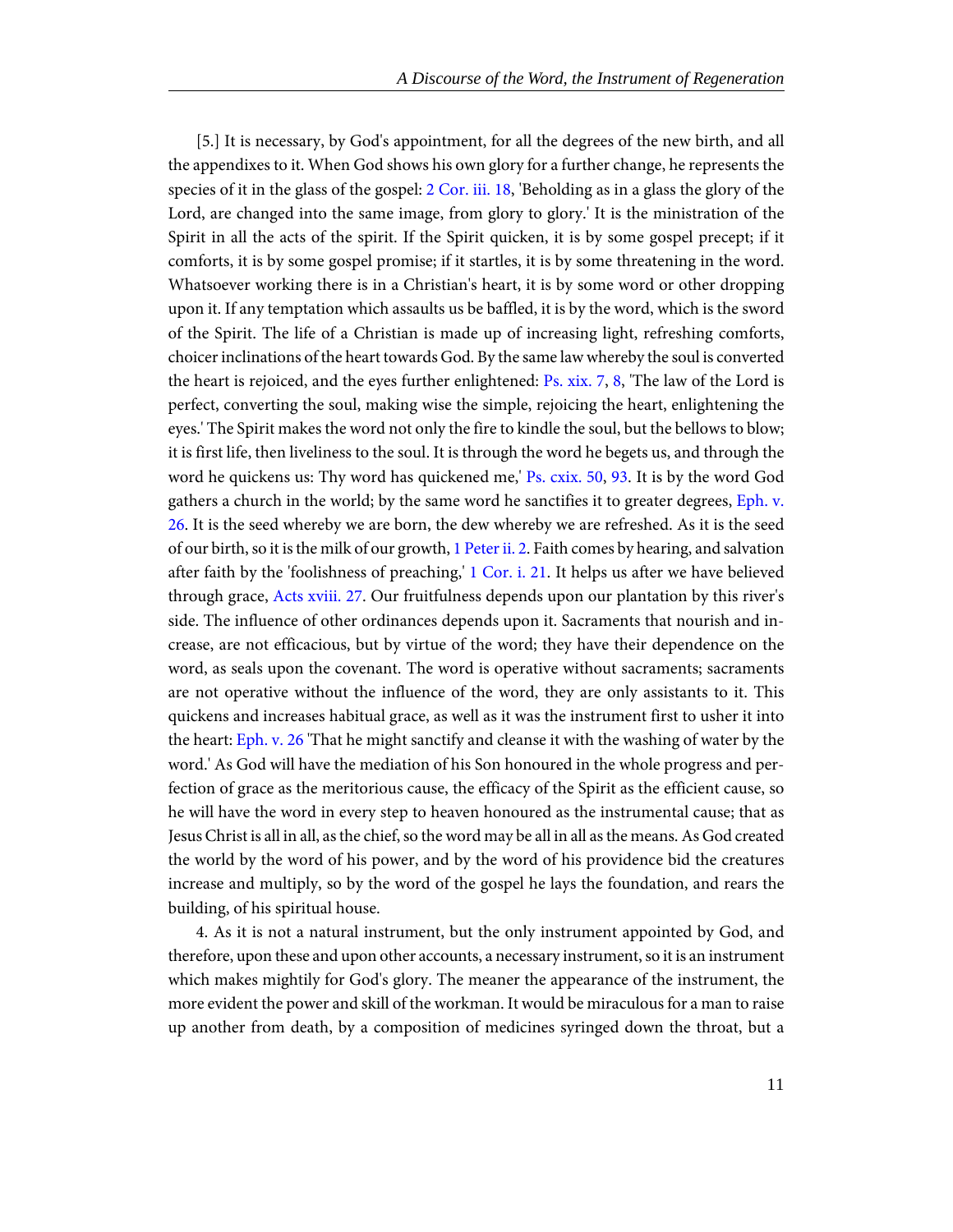[5.] It is necessary, by God's appointment, for all the degrees of the new birth, and all the appendixes to it. When God shows his own glory for a further change, he represents the species of it in the glass of the gospel: 2 Cor. iii. 18, 'Beholding as in a glass the glory of the Lord, are changed into the same image, from glory to glory.' It is the ministration of the Spirit in all the acts of the spirit. If the Spirit quicken, it is by some gospel precept; if it comforts, it is by some gospel promise; if it startles, it is by some threatening in the word. Whatsoever working there is in a Christian's heart, it is by some word or other dropping upon it. If any temptation which assaults us be baffled, it is by the word, which is the sword of the Spirit. The life of a Christian is made up of increasing light, refreshing comforts, choicer inclinations of the heart towards God. By the same law whereby the soul is converted the heart is rejoiced, and the eyes further enlightened: Ps. xix. 7, 8, 'The law of the Lord is perfect, converting the soul, making wise the simple, rejoicing the heart, enlightening the eyes.' The Spirit makes the word not only the fire to kindle the soul, but the bellows to blow; it is first life, then liveliness to the soul. It is through the word he begets us, and through the word he quickens us: Thy word has quickened me,' Ps. cxix. 50, 93. It is by the word God gathers a church in the world; by the same word he sanctifies it to greater degrees, Eph. v. 26. It is the seed whereby we are born, the dew whereby we are refreshed. As it is the seed of our birth, so it is the milk of our growth, 1 Peter ii. 2. Faith comes by hearing, and salvation after faith by the 'foolishness of preaching,' 1 Cor. i. 21. It helps us after we have believed through grace, Acts xviii. 27. Our fruitfulness depends upon our plantation by this river's side. The influence of other ordinances depends upon it. Sacraments that nourish and increase, are not efficacious, but by virtue of the word; they have their dependence on the word, as seals upon the covenant. The word is operative without sacraments; sacraments are not operative without the influence of the word, they are only assistants to it. This quickens and increases habitual grace, as well as it was the instrument first to usher it into the heart: Eph. v. 26 'That he might sanctify and cleanse it with the washing of water by the word.' As God will have the mediation of his Son honoured in the whole progress and perfection of grace as the meritorious cause, the efficacy of the Spirit as the efficient cause, so he will have the word in every step to heaven honoured as the instrumental cause; that as Jesus Christ is all in all, as the chief, so the word may be all in all as the means. As God created the world by the word of his power, and by the word of his providence bid the creatures increase and multiply, so by the word of the gospel he lays the foundation, and rears the building, of his spiritual house.

4. As it is not a natural instrument, but the only instrument appointed by God, and therefore, upon these and upon other accounts, a necessary instrument, so it is an instrument which makes mightily for God's glory. The meaner the appearance of the instrument, the more evident the power and skill of the workman. It would be miraculous for a man to raise up another from death, by a composition of medicines syringed down the throat, but a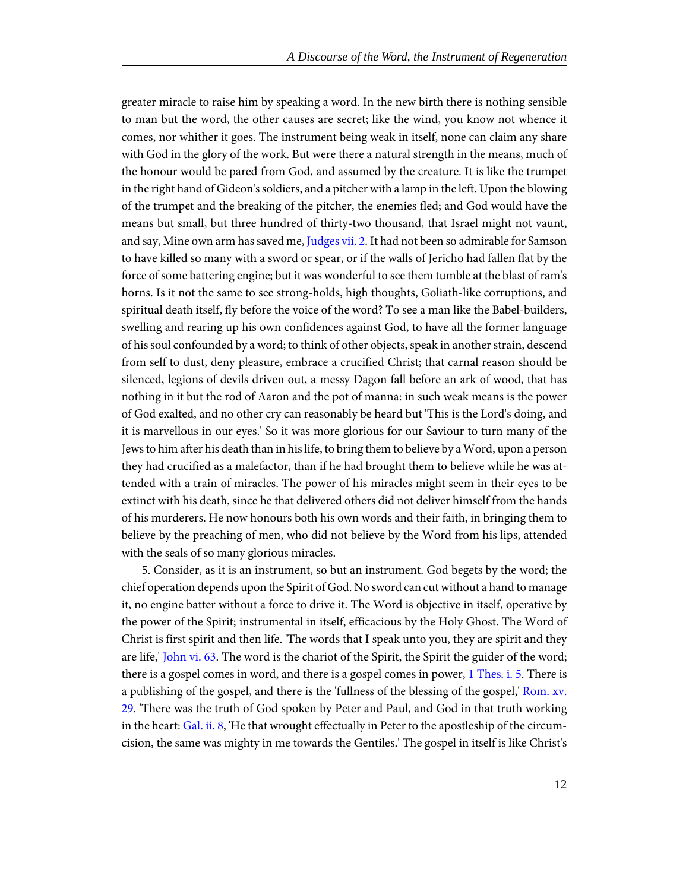greater miracle to raise him by speaking a word. In the new birth there is nothing sensible to man but the word, the other causes are secret; like the wind, you know not whence it comes, nor whither it goes. The instrument being weak in itself, none can claim any share with God in the glory of the work. But were there a natural strength in the means, much of the honour would be pared from God, and assumed by the creature. It is like the trumpet in the right hand of Gideon's soldiers, and a pitcher with a lamp in the left. Upon the blowing of the trumpet and the breaking of the pitcher, the enemies fled; and God would have the means but small, but three hundred of thirty-two thousand, that Israel might not vaunt, and say, Mine own arm has saved me, Judges vii. 2. It had not been so admirable for Samson to have killed so many with a sword or spear, or if the walls of Jericho had fallen flat by the force of some battering engine; but it was wonderful to see them tumble at the blast of ram's horns. Is it not the same to see strong-holds, high thoughts, Goliath-like corruptions, and spiritual death itself, fly before the voice of the word? To see a man like the Babel-builders, swelling and rearing up his own confidences against God, to have all the former language of his soul confounded by a word; to think of other objects, speak in another strain, descend from self to dust, deny pleasure, embrace a crucified Christ; that carnal reason should be silenced, legions of devils driven out, a messy Dagon fall before an ark of wood, that has nothing in it but the rod of Aaron and the pot of manna: in such weak means is the power of God exalted, and no other cry can reasonably be heard but 'This is the Lord's doing, and it is marvellous in our eyes.' So it was more glorious for our Saviour to turn many of the Jews to him after his death than in his life, to bring them to believe by a Word, upon a person they had crucified as a malefactor, than if he had brought them to believe while he was attended with a train of miracles. The power of his miracles might seem in their eyes to be extinct with his death, since he that delivered others did not deliver himself from the hands of his murderers. He now honours both his own words and their faith, in bringing them to believe by the preaching of men, who did not believe by the Word from his lips, attended with the seals of so many glorious miracles.

5. Consider, as it is an instrument, so but an instrument. God begets by the word; the chief operation depends upon the Spirit of God. No sword can cut without a hand to manage it, no engine batter without a force to drive it. The Word is objective in itself, operative by the power of the Spirit; instrumental in itself, efficacious by the Holy Ghost. The Word of Christ is first spirit and then life. 'The words that I speak unto you, they are spirit and they are life,' John vi. 63. The word is the chariot of the Spirit, the Spirit the guider of the word; there is a gospel comes in word, and there is a gospel comes in power, 1 Thes. i. 5. There is a publishing of the gospel, and there is the 'fullness of the blessing of the gospel,' Rom. xv. 29. 'There was the truth of God spoken by Peter and Paul, and God in that truth working in the heart: Gal. ii. 8, 'He that wrought effectually in Peter to the apostleship of the circumcision, the same was mighty in me towards the Gentiles.' The gospel in itself is like Christ's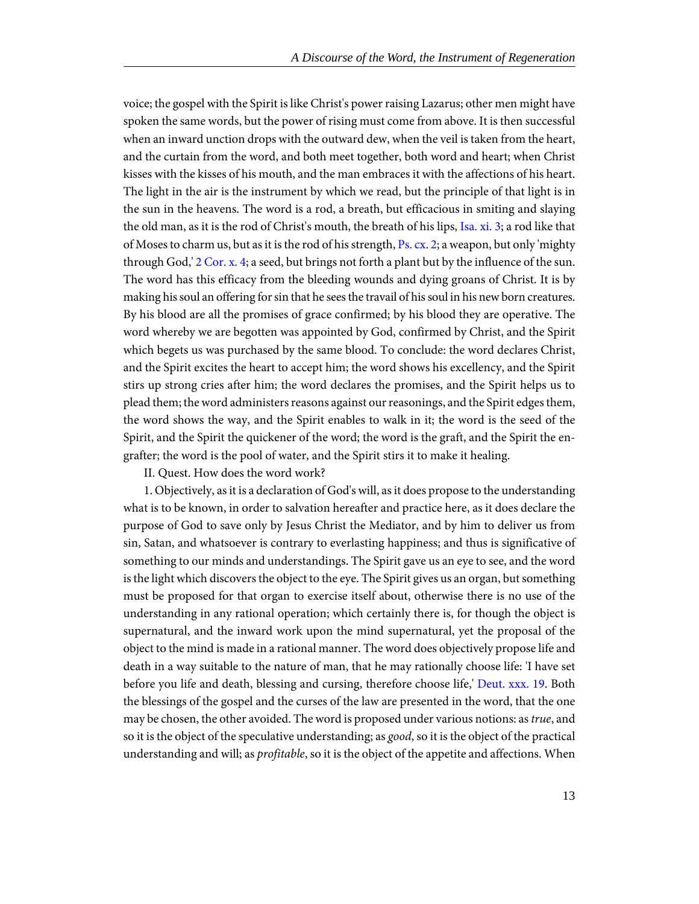voice; the gospel with the Spirit is like Christ's power raising Lazarus; other men might have spoken the same words, but the power of rising must come from above. It is then successful when an inward unction drops with the outward dew, when the veil is taken from the heart, and the curtain from the word, and both meet together, both word and heart; when Christ kisses with the kisses of his mouth, and the man embraces it with the affections of his heart. The light in the air is the instrument by which we read, but the principle of that light is in the sun in the heavens. The word is a rod, a breath, but efficacious in smiting and slaying the old man, as it is the rod of Christ's mouth, the breath of his lips, Isa. xi. 3; a rod like that of Moses to charm us, but as it is the rod of his strength, Ps. cx. 2; a weapon, but only 'mighty through God,' 2 Cor. x. 4; a seed, but brings not forth a plant but by the influence of the sun. The word has this efficacy from the bleeding wounds and dying groans of Christ. It is by making his soul an offering for sin that he sees the travail of his soul in his new born creatures. By his blood are all the promises of grace confirmed; by his blood they are operative. The word whereby we are begotten was appointed by God, confirmed by Christ, and the Spirit which begets us was purchased by the same blood. To conclude: the word declares Christ, and the Spirit excites the heart to accept him; the word shows his excellency, and the Spirit stirs up strong cries after him; the word declares the promises, and the Spirit helps us to plead them; the word administers reasons against our reasonings, and the Spirit edges them, the word shows the way, and the Spirit enables to walk in it; the word is the seed of the Spirit, and the Spirit the quickener of the word; the word is the graft, and the Spirit the engrafter; the word is the pool of water, and the Spirit stirs it to make it healing.

II. Quest. How does the word work?

1. Objectively, as it is a declaration of God's will, as it does propose to the understanding what is to be known, in order to salvation hereafter and practice here, as it does declare the purpose of God to save only by Jesus Christ the Mediator, and by him to deliver us from sin, Satan, and whatsoever is contrary to everlasting happiness; and thus is significative of something to our minds and understandings. The Spirit gave us an eye to see, and the word is the light which discovers the object to the eye. The Spirit gives us an organ, but something must be proposed for that organ to exercise itself about, otherwise there is no use of the understanding in any rational operation; which certainly there is, for though the object is supernatural, and the inward work upon the mind supernatural, yet the proposal of the object to the mind is made in a rational manner. The word does objectively propose life and death in a way suitable to the nature of man, that he may rationally choose life: 'I have set before you life and death, blessing and cursing, therefore choose life,' Deut. xxx. 19. Both the blessings of the gospel and the curses of the law are presented in the word, that the one may be chosen, the other avoided. The word is proposed under various notions: as *true*, and so it is the object of the speculative understanding; as *good*, so it is the object of the practical understanding and will; as *profitable*, so it is the object of the appetite and affections. When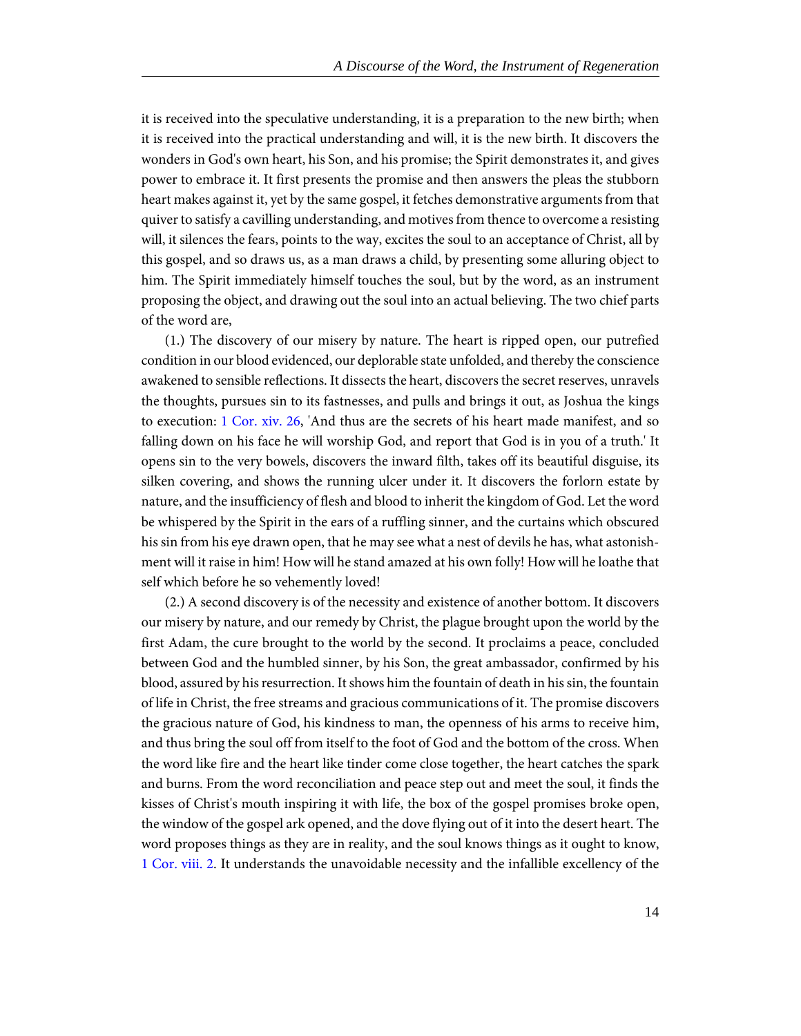it is received into the speculative understanding, it is a preparation to the new birth; when it is received into the practical understanding and will, it is the new birth. It discovers the wonders in God's own heart, his Son, and his promise; the Spirit demonstrates it, and gives power to embrace it. It first presents the promise and then answers the pleas the stubborn heart makes against it, yet by the same gospel, it fetches demonstrative arguments from that quiver to satisfy a cavilling understanding, and motives from thence to overcome a resisting will, it silences the fears, points to the way, excites the soul to an acceptance of Christ, all by this gospel, and so draws us, as a man draws a child, by presenting some alluring object to him. The Spirit immediately himself touches the soul, but by the word, as an instrument proposing the object, and drawing out the soul into an actual believing. The two chief parts of the word are,

(1.) The discovery of our misery by nature. The heart is ripped open, our putrefied condition in our blood evidenced, our deplorable state unfolded, and thereby the conscience awakened to sensible reflections. It dissects the heart, discovers the secret reserves, unravels the thoughts, pursues sin to its fastnesses, and pulls and brings it out, as Joshua the kings to execution: 1 Cor. xiv. 26, 'And thus are the secrets of his heart made manifest, and so falling down on his face he will worship God, and report that God is in you of a truth.' It opens sin to the very bowels, discovers the inward filth, takes off its beautiful disguise, its silken covering, and shows the running ulcer under it. It discovers the forlorn estate by nature, and the insufficiency of flesh and blood to inherit the kingdom of God. Let the word be whispered by the Spirit in the ears of a ruffling sinner, and the curtains which obscured his sin from his eye drawn open, that he may see what a nest of devils he has, what astonishment will it raise in him! How will he stand amazed at his own folly! How will he loathe that self which before he so vehemently loved!

(2.) A second discovery is of the necessity and existence of another bottom. It discovers our misery by nature, and our remedy by Christ, the plague brought upon the world by the first Adam, the cure brought to the world by the second. It proclaims a peace, concluded between God and the humbled sinner, by his Son, the great ambassador, confirmed by his blood, assured by his resurrection. It shows him the fountain of death in his sin, the fountain of life in Christ, the free streams and gracious communications of it. The promise discovers the gracious nature of God, his kindness to man, the openness of his arms to receive him, and thus bring the soul off from itself to the foot of God and the bottom of the cross. When the word like fire and the heart like tinder come close together, the heart catches the spark and burns. From the word reconciliation and peace step out and meet the soul, it finds the kisses of Christ's mouth inspiring it with life, the box of the gospel promises broke open, the window of the gospel ark opened, and the dove flying out of it into the desert heart. The word proposes things as they are in reality, and the soul knows things as it ought to know, 1 Cor. viii. 2. It understands the unavoidable necessity and the infallible excellency of the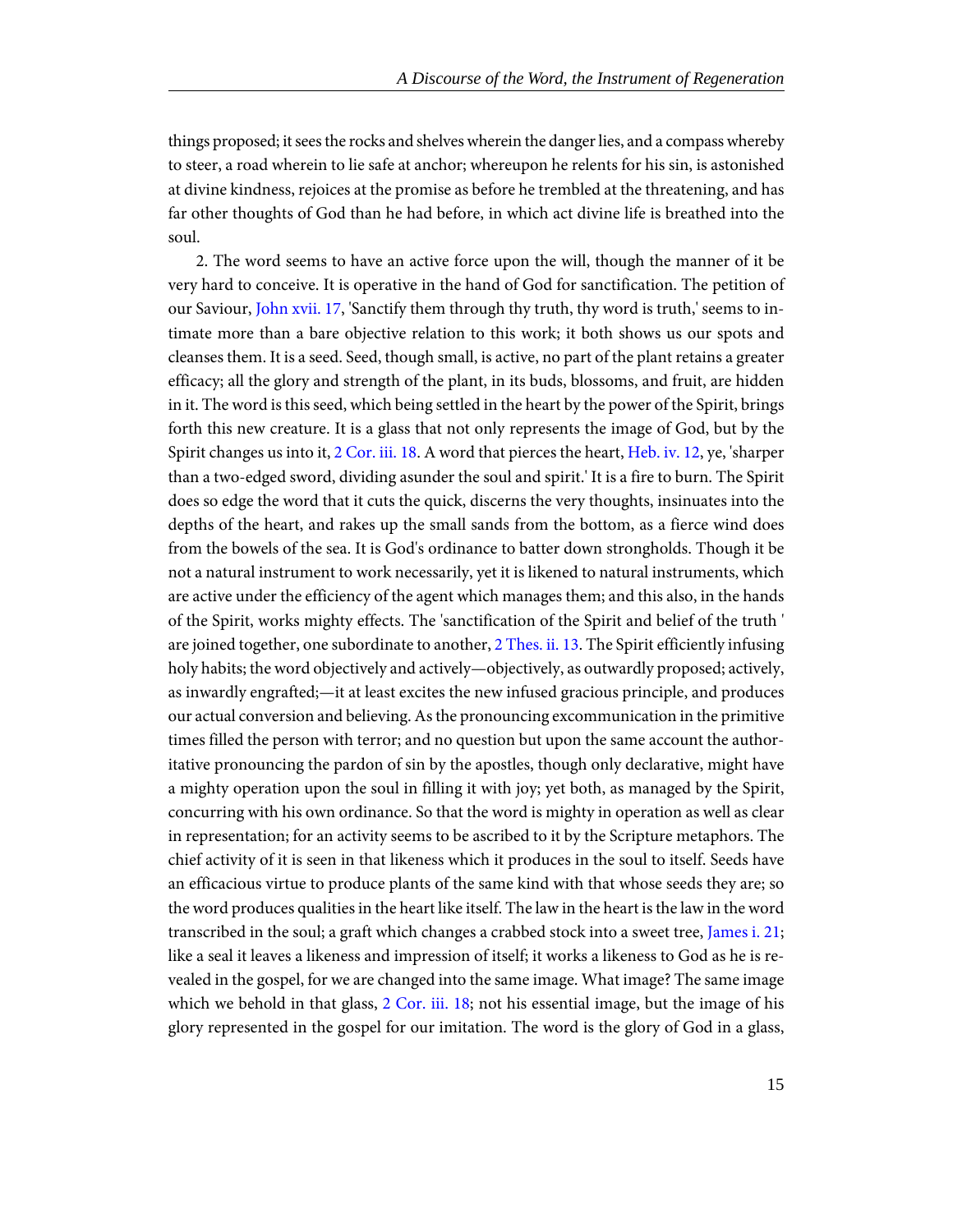things proposed; it sees the rocks and shelves wherein the danger lies, and a compass whereby to steer, a road wherein to lie safe at anchor; whereupon he relents for his sin, is astonished at divine kindness, rejoices at the promise as before he trembled at the threatening, and has far other thoughts of God than he had before, in which act divine life is breathed into the soul.

2. The word seems to have an active force upon the will, though the manner of it be very hard to conceive. It is operative in the hand of God for sanctification. The petition of our Saviour, John xvii. 17, 'Sanctify them through thy truth, thy word is truth,' seems to intimate more than a bare objective relation to this work; it both shows us our spots and cleanses them. It is a seed. Seed, though small, is active, no part of the plant retains a greater efficacy; all the glory and strength of the plant, in its buds, blossoms, and fruit, are hidden in it. The word is this seed, which being settled in the heart by the power of the Spirit, brings forth this new creature. It is a glass that not only represents the image of God, but by the Spirit changes us into it, 2 Cor. iii. 18. A word that pierces the heart, Heb. iv. 12, ye, 'sharper than a two-edged sword, dividing asunder the soul and spirit.' It is a fire to burn. The Spirit does so edge the word that it cuts the quick, discerns the very thoughts, insinuates into the depths of the heart, and rakes up the small sands from the bottom, as a fierce wind does from the bowels of the sea. It is God's ordinance to batter down strongholds. Though it be not a natural instrument to work necessarily, yet it is likened to natural instruments, which are active under the efficiency of the agent which manages them; and this also, in the hands of the Spirit, works mighty effects. The 'sanctification of the Spirit and belief of the truth ' are joined together, one subordinate to another, 2 Thes. ii. 13. The Spirit efficiently infusing holy habits; the word objectively and actively—objectively, as outwardly proposed; actively, as inwardly engrafted;—it at least excites the new infused gracious principle, and produces our actual conversion and believing. As the pronouncing excommunication in the primitive times filled the person with terror; and no question but upon the same account the authoritative pronouncing the pardon of sin by the apostles, though only declarative, might have a mighty operation upon the soul in filling it with joy; yet both, as managed by the Spirit, concurring with his own ordinance. So that the word is mighty in operation as well as clear in representation; for an activity seems to be ascribed to it by the Scripture metaphors. The chief activity of it is seen in that likeness which it produces in the soul to itself. Seeds have an efficacious virtue to produce plants of the same kind with that whose seeds they are; so the word produces qualities in the heart like itself. The law in the heart is the law in the word transcribed in the soul; a graft which changes a crabbed stock into a sweet tree, James i. 21; like a seal it leaves a likeness and impression of itself; it works a likeness to God as he is revealed in the gospel, for we are changed into the same image. What image? The same image which we behold in that glass, 2 Cor. iii. 18; not his essential image, but the image of his glory represented in the gospel for our imitation. The word is the glory of God in a glass,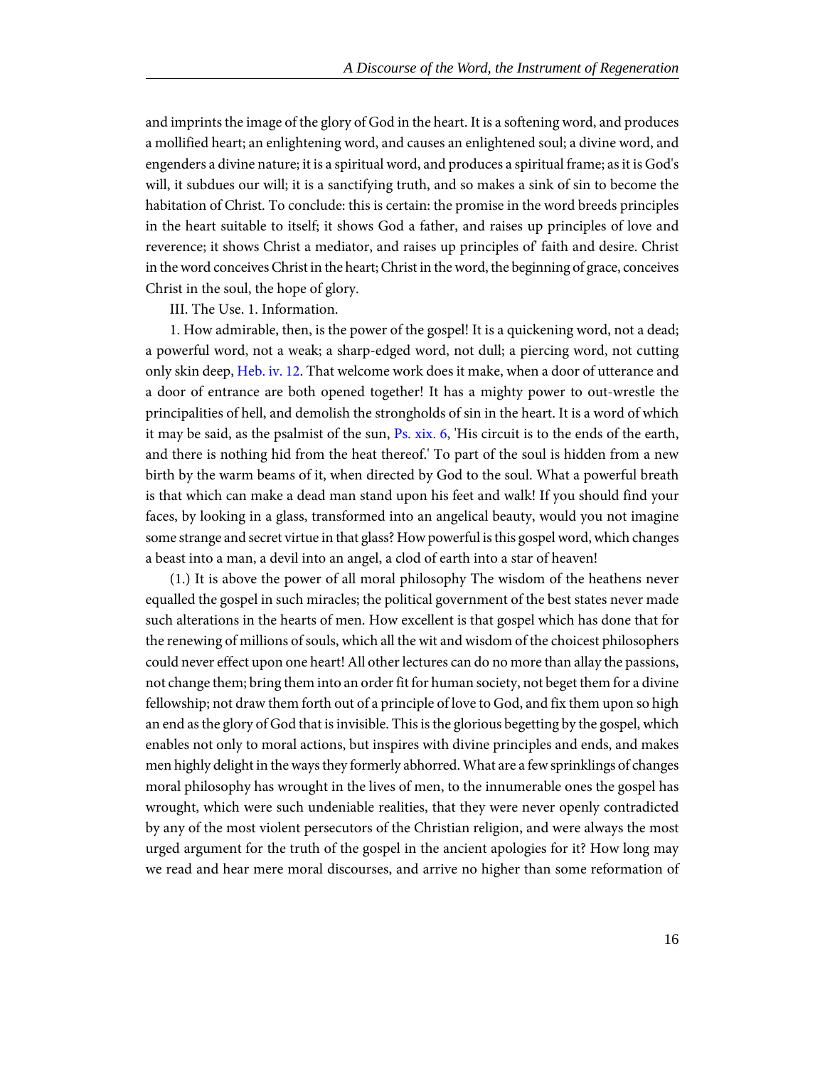and imprints the image of the glory of God in the heart. It is a softening word, and produces a mollified heart; an enlightening word, and causes an enlightened soul; a divine word, and engenders a divine nature; it is a spiritual word, and produces a spiritual frame; as it is God's will, it subdues our will; it is a sanctifying truth, and so makes a sink of sin to become the habitation of Christ. To conclude: this is certain: the promise in the word breeds principles in the heart suitable to itself; it shows God a father, and raises up principles of love and reverence; it shows Christ a mediator, and raises up principles of' faith and desire. Christ in the word conceives Christ in the heart; Christ in the word, the beginning of grace, conceives Christ in the soul, the hope of glory.

III. The Use. 1. Information.

1. How admirable, then, is the power of the gospel! It is a quickening word, not a dead; a powerful word, not a weak; a sharp-edged word, not dull; a piercing word, not cutting only skin deep, Heb. iv. 12. That welcome work does it make, when a door of utterance and a door of entrance are both opened together! It has a mighty power to out-wrestle the principalities of hell, and demolish the strongholds of sin in the heart. It is a word of which it may be said, as the psalmist of the sun, Ps. xix. 6, 'His circuit is to the ends of the earth, and there is nothing hid from the heat thereof.' To part of the soul is hidden from a new birth by the warm beams of it, when directed by God to the soul. What a powerful breath is that which can make a dead man stand upon his feet and walk! If you should find your faces, by looking in a glass, transformed into an angelical beauty, would you not imagine some strange and secret virtue in that glass? How powerful is this gospel word, which changes a beast into a man, a devil into an angel, a clod of earth into a star of heaven!

(1.) It is above the power of all moral philosophy The wisdom of the heathens never equalled the gospel in such miracles; the political government of the best states never made such alterations in the hearts of men. How excellent is that gospel which has done that for the renewing of millions of souls, which all the wit and wisdom of the choicest philosophers could never effect upon one heart! All other lectures can do no more than allay the passions, not change them; bring them into an order fit for human society, not beget them for a divine fellowship; not draw them forth out of a principle of love to God, and fix them upon so high an end as the glory of God that is invisible. This is the glorious begetting by the gospel, which enables not only to moral actions, but inspires with divine principles and ends, and makes men highly delight in the ways they formerly abhorred. What are a few sprinklings of changes moral philosophy has wrought in the lives of men, to the innumerable ones the gospel has wrought, which were such undeniable realities, that they were never openly contradicted by any of the most violent persecutors of the Christian religion, and were always the most urged argument for the truth of the gospel in the ancient apologies for it? How long may we read and hear mere moral discourses, and arrive no higher than some reformation of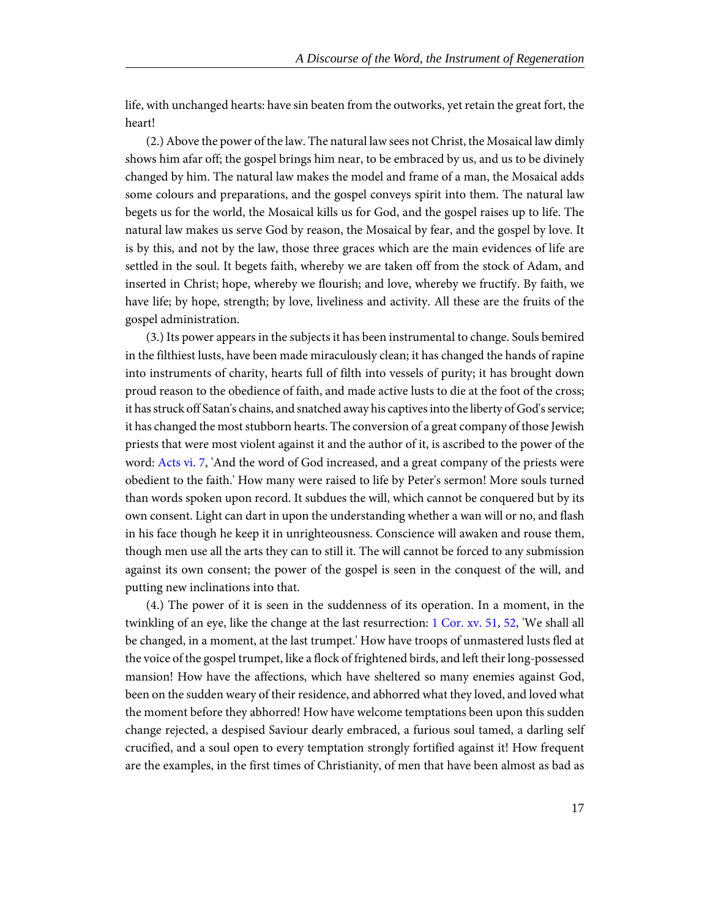life, with unchanged hearts: have sin beaten from the outworks, yet retain the great fort, the heart!

(2.) Above the power of the law. The natural law sees not Christ, the Mosaical law dimly shows him afar off; the gospel brings him near, to be embraced by us, and us to be divinely changed by him. The natural law makes the model and frame of a man, the Mosaical adds some colours and preparations, and the gospel conveys spirit into them. The natural law begets us for the world, the Mosaical kills us for God, and the gospel raises up to life. The natural law makes us serve God by reason, the Mosaical by fear, and the gospel by love. It is by this, and not by the law, those three graces which are the main evidences of life are settled in the soul. It begets faith, whereby we are taken off from the stock of Adam, and inserted in Christ; hope, whereby we flourish; and love, whereby we fructify. By faith, we have life; by hope, strength; by love, liveliness and activity. All these are the fruits of the gospel administration.

(3.) Its power appears in the subjects it has been instrumental to change. Souls bemired in the filthiest lusts, have been made miraculously clean; it has changed the hands of rapine into instruments of charity, hearts full of filth into vessels of purity; it has brought down proud reason to the obedience of faith, and made active lusts to die at the foot of the cross; it has struck off Satan's chains, and snatched away his captives into the liberty of God's service; it has changed the most stubborn hearts. The conversion of a great company of those Jewish priests that were most violent against it and the author of it, is ascribed to the power of the word: Acts vi. 7, 'And the word of God increased, and a great company of the priests were obedient to the faith.' How many were raised to life by Peter's sermon! More souls turned than words spoken upon record. It subdues the will, which cannot be conquered but by its own consent. Light can dart in upon the understanding whether a wan will or no, and flash in his face though he keep it in unrighteousness. Conscience will awaken and rouse them, though men use all the arts they can to still it. The will cannot be forced to any submission against its own consent; the power of the gospel is seen in the conquest of the will, and putting new inclinations into that.

(4.) The power of it is seen in the suddenness of its operation. In a moment, in the twinkling of an eye, like the change at the last resurrection: 1 Cor. xv. 51, 52, 'We shall all be changed, in a moment, at the last trumpet.' How have troops of unmastered lusts fled at the voice of the gospel trumpet, like a flock of frightened birds, and left their long-possessed mansion! How have the affections, which have sheltered so many enemies against God, been on the sudden weary of their residence, and abhorred what they loved, and loved what the moment before they abhorred! How have welcome temptations been upon this sudden change rejected, a despised Saviour dearly embraced, a furious soul tamed, a darling self crucified, and a soul open to every temptation strongly fortified against it! How frequent are the examples, in the first times of Christianity, of men that have been almost as bad as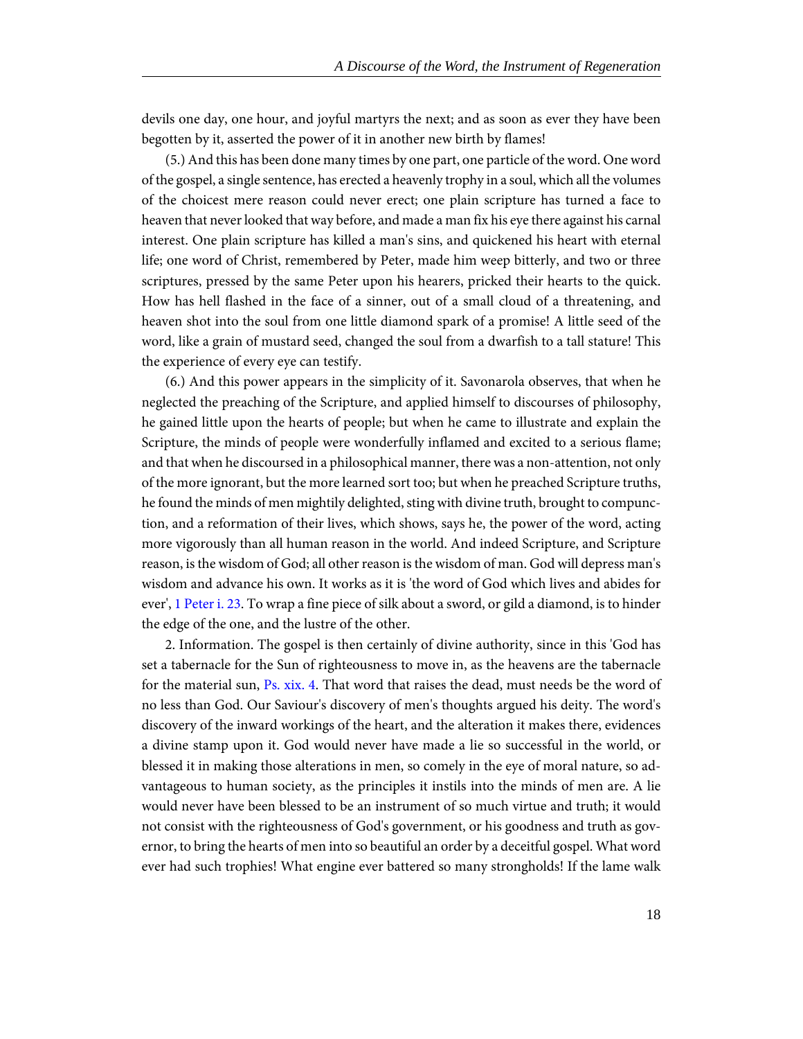devils one day, one hour, and joyful martyrs the next; and as soon as ever they have been begotten by it, asserted the power of it in another new birth by flames!

(5.) And this has been done many times by one part, one particle of the word. One word of the gospel, a single sentence, has erected a heavenly trophy in a soul, which all the volumes of the choicest mere reason could never erect; one plain scripture has turned a face to heaven that never looked that way before, and made a man fix his eye there against his carnal interest. One plain scripture has killed a man's sins, and quickened his heart with eternal life; one word of Christ, remembered by Peter, made him weep bitterly, and two or three scriptures, pressed by the same Peter upon his hearers, pricked their hearts to the quick. How has hell flashed in the face of a sinner, out of a small cloud of a threatening, and heaven shot into the soul from one little diamond spark of a promise! A little seed of the word, like a grain of mustard seed, changed the soul from a dwarfish to a tall stature! This the experience of every eye can testify.

(6.) And this power appears in the simplicity of it. Savonarola observes, that when he neglected the preaching of the Scripture, and applied himself to discourses of philosophy, he gained little upon the hearts of people; but when he came to illustrate and explain the Scripture, the minds of people were wonderfully inflamed and excited to a serious flame; and that when he discoursed in a philosophical manner, there was a non-attention, not only of the more ignorant, but the more learned sort too; but when he preached Scripture truths, he found the minds of men mightily delighted, sting with divine truth, brought to compunction, and a reformation of their lives, which shows, says he, the power of the word, acting more vigorously than all human reason in the world. And indeed Scripture, and Scripture reason, is the wisdom of God; all other reason is the wisdom of man. God will depress man's wisdom and advance his own. It works as it is 'the word of God which lives and abides for ever', 1 Peter i. 23. To wrap a fine piece of silk about a sword, or gild a diamond, is to hinder the edge of the one, and the lustre of the other.

2. Information. The gospel is then certainly of divine authority, since in this 'God has set a tabernacle for the Sun of righteousness to move in, as the heavens are the tabernacle for the material sun, Ps. xix. 4. That word that raises the dead, must needs be the word of no less than God. Our Saviour's discovery of men's thoughts argued his deity. The word's discovery of the inward workings of the heart, and the alteration it makes there, evidences a divine stamp upon it. God would never have made a lie so successful in the world, or blessed it in making those alterations in men, so comely in the eye of moral nature, so advantageous to human society, as the principles it instils into the minds of men are. A lie would never have been blessed to be an instrument of so much virtue and truth; it would not consist with the righteousness of God's government, or his goodness and truth as governor, to bring the hearts of men into so beautiful an order by a deceitful gospel. What word ever had such trophies! What engine ever battered so many strongholds! If the lame walk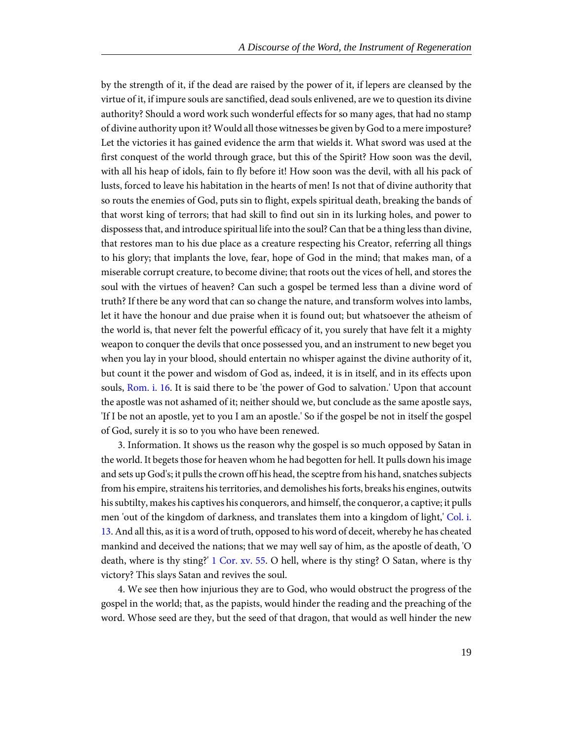by the strength of it, if the dead are raised by the power of it, if lepers are cleansed by the virtue of it, if impure souls are sanctified, dead souls enlivened, are we to question its divine authority? Should a word work such wonderful effects for so many ages, that had no stamp of divine authority upon it? Would all those witnesses be given by God to a mere imposture? Let the victories it has gained evidence the arm that wields it. What sword was used at the first conquest of the world through grace, but this of the Spirit? How soon was the devil, with all his heap of idols, fain to fly before it! How soon was the devil, with all his pack of lusts, forced to leave his habitation in the hearts of men! Is not that of divine authority that so routs the enemies of God, puts sin to flight, expels spiritual death, breaking the bands of that worst king of terrors; that had skill to find out sin in its lurking holes, and power to dispossess that, and introduce spiritual life into the soul? Can that be a thing less than divine, that restores man to his due place as a creature respecting his Creator, referring all things to his glory; that implants the love, fear, hope of God in the mind; that makes man, of a miserable corrupt creature, to become divine; that roots out the vices of hell, and stores the soul with the virtues of heaven? Can such a gospel be termed less than a divine word of truth? If there be any word that can so change the nature, and transform wolves into lambs, let it have the honour and due praise when it is found out; but whatsoever the atheism of the world is, that never felt the powerful efficacy of it, you surely that have felt it a mighty weapon to conquer the devils that once possessed you, and an instrument to new beget you when you lay in your blood, should entertain no whisper against the divine authority of it, but count it the power and wisdom of God as, indeed, it is in itself, and in its effects upon souls, Rom. i. 16. It is said there to be 'the power of God to salvation.' Upon that account the apostle was not ashamed of it; neither should we, but conclude as the same apostle says, 'If I be not an apostle, yet to you I am an apostle.' So if the gospel be not in itself the gospel of God, surely it is so to you who have been renewed.

3. Information. It shows us the reason why the gospel is so much opposed by Satan in the world. It begets those for heaven whom he had begotten for hell. It pulls down his image and sets up God's; it pulls the crown off his head, the sceptre from his hand, snatches subjects from his empire, straitens his territories, and demolishes his forts, breaks his engines, outwits his subtilty, makes his captives his conquerors, and himself, the conqueror, a captive; it pulls men 'out of the kingdom of darkness, and translates them into a kingdom of light,' Col. i. 13. And all this, as it is a word of truth, opposed to his word of deceit, whereby he has cheated mankind and deceived the nations; that we may well say of him, as the apostle of death, 'O death, where is thy sting?' 1 Cor. xv. 55. O hell, where is thy sting? O Satan, where is thy victory? This slays Satan and revives the soul.

4. We see then how injurious they are to God, who would obstruct the progress of the gospel in the world; that, as the papists, would hinder the reading and the preaching of the word. Whose seed are they, but the seed of that dragon, that would as well hinder the new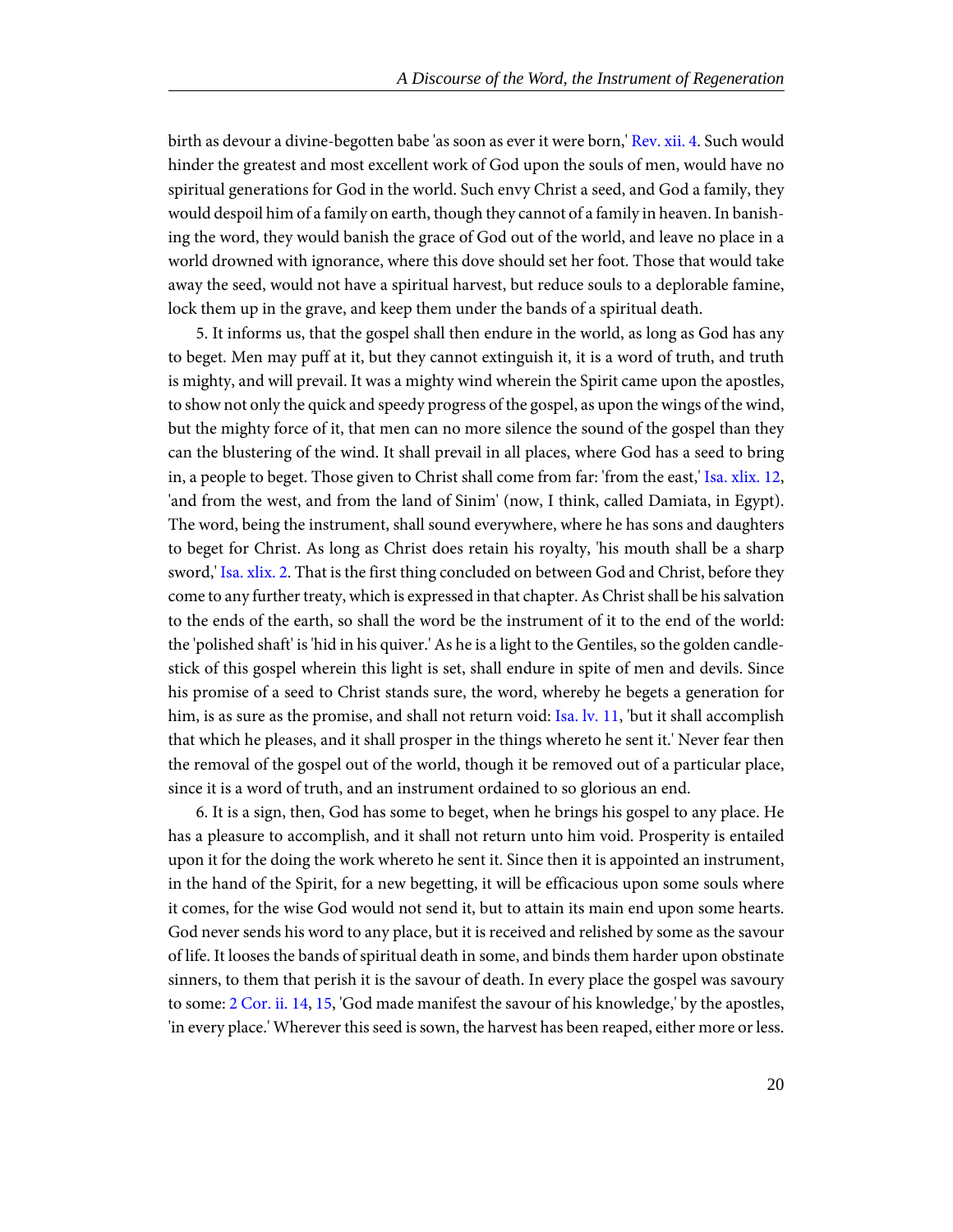birth as devour a divine-begotten babe 'as soon as ever it were born,' Rev. xii. 4. Such would hinder the greatest and most excellent work of God upon the souls of men, would have no spiritual generations for God in the world. Such envy Christ a seed, and God a family, they would despoil him of a family on earth, though they cannot of a family in heaven. In banishing the word, they would banish the grace of God out of the world, and leave no place in a world drowned with ignorance, where this dove should set her foot. Those that would take away the seed, would not have a spiritual harvest, but reduce souls to a deplorable famine, lock them up in the grave, and keep them under the bands of a spiritual death.

5. It informs us, that the gospel shall then endure in the world, as long as God has any to beget. Men may puff at it, but they cannot extinguish it, it is a word of truth, and truth is mighty, and will prevail. It was a mighty wind wherein the Spirit came upon the apostles, to show not only the quick and speedy progress of the gospel, as upon the wings of the wind, but the mighty force of it, that men can no more silence the sound of the gospel than they can the blustering of the wind. It shall prevail in all places, where God has a seed to bring in, a people to beget. Those given to Christ shall come from far: 'from the east,' Isa. xlix. 12, 'and from the west, and from the land of Sinim' (now, I think, called Damiata, in Egypt). The word, being the instrument, shall sound everywhere, where he has sons and daughters to beget for Christ. As long as Christ does retain his royalty, 'his mouth shall be a sharp sword,' Isa. xlix. 2. That is the first thing concluded on between God and Christ, before they come to any further treaty, which is expressed in that chapter. As Christ shall be his salvation to the ends of the earth, so shall the word be the instrument of it to the end of the world: the 'polished shaft' is 'hid in his quiver.' As he is a light to the Gentiles, so the golden candlestick of this gospel wherein this light is set, shall endure in spite of men and devils. Since his promise of a seed to Christ stands sure, the word, whereby he begets a generation for him, is as sure as the promise, and shall not return void: Isa. lv. 11, 'but it shall accomplish that which he pleases, and it shall prosper in the things whereto he sent it.' Never fear then the removal of the gospel out of the world, though it be removed out of a particular place, since it is a word of truth, and an instrument ordained to so glorious an end.

6. It is a sign, then, God has some to beget, when he brings his gospel to any place. He has a pleasure to accomplish, and it shall not return unto him void. Prosperity is entailed upon it for the doing the work whereto he sent it. Since then it is appointed an instrument, in the hand of the Spirit, for a new begetting, it will be efficacious upon some souls where it comes, for the wise God would not send it, but to attain its main end upon some hearts. God never sends his word to any place, but it is received and relished by some as the savour of life. It looses the bands of spiritual death in some, and binds them harder upon obstinate sinners, to them that perish it is the savour of death. In every place the gospel was savoury to some: 2 Cor. ii. 14, 15, 'God made manifest the savour of his knowledge,' by the apostles, 'in every place.' Wherever this seed is sown, the harvest has been reaped, either more or less.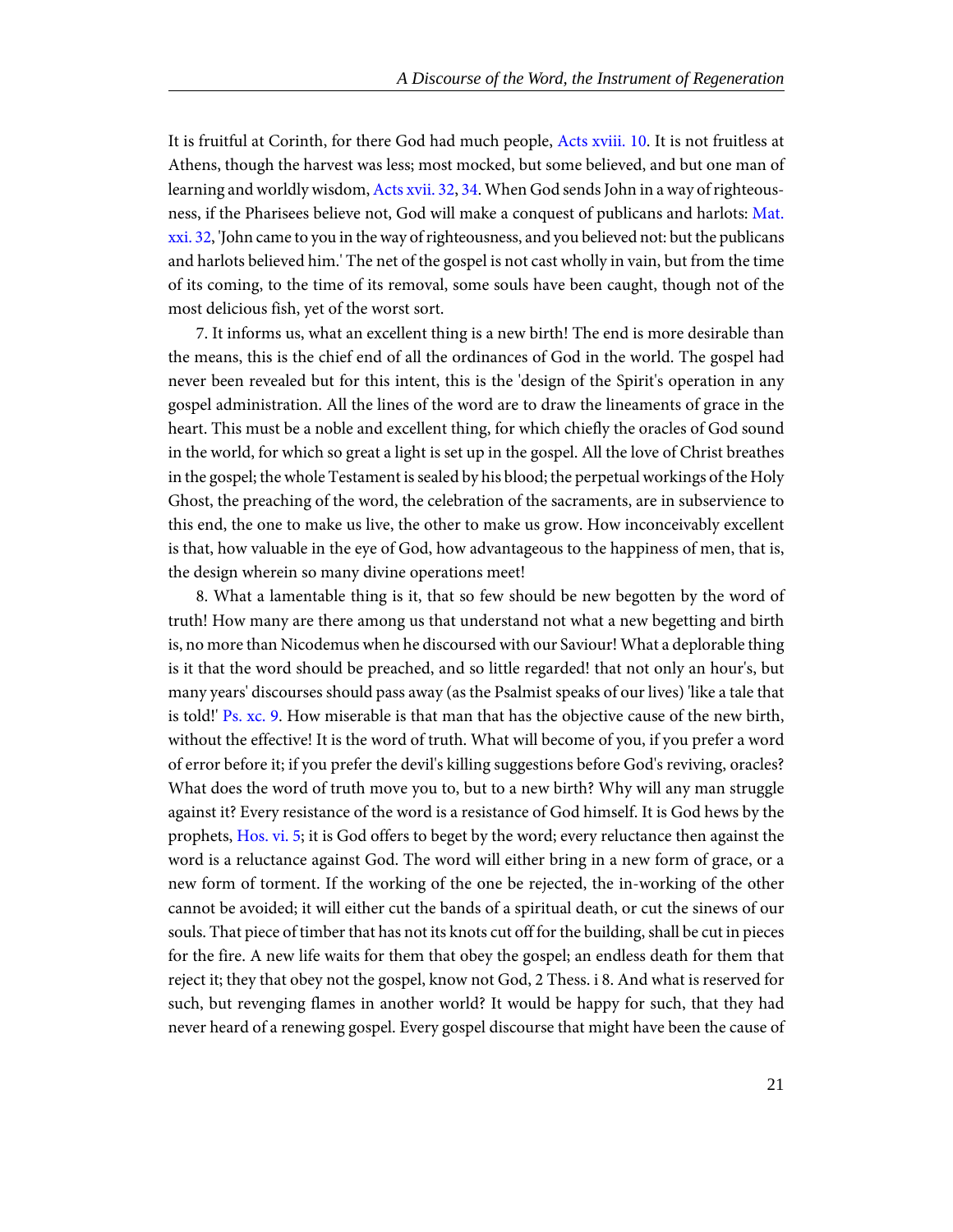It is fruitful at Corinth, for there God had much people, Acts xviii. 10. It is not fruitless at Athens, though the harvest was less; most mocked, but some believed, and but one man of learning and worldly wisdom, Acts xvii. 32, 34. When God sends John in a way of righteousness, if the Pharisees believe not, God will make a conquest of publicans and harlots: Mat. xxi. 32, 'John came to you in the way of righteousness, and you believed not: but the publicans and harlots believed him.' The net of the gospel is not cast wholly in vain, but from the time of its coming, to the time of its removal, some souls have been caught, though not of the most delicious fish, yet of the worst sort.

7. It informs us, what an excellent thing is a new birth! The end is more desirable than the means, this is the chief end of all the ordinances of God in the world. The gospel had never been revealed but for this intent, this is the 'design of the Spirit's operation in any gospel administration. All the lines of the word are to draw the lineaments of grace in the heart. This must be a noble and excellent thing, for which chiefly the oracles of God sound in the world, for which so great a light is set up in the gospel. All the love of Christ breathes in the gospel; the whole Testament is sealed by his blood; the perpetual workings of the Holy Ghost, the preaching of the word, the celebration of the sacraments, are in subservience to this end, the one to make us live, the other to make us grow. How inconceivably excellent is that, how valuable in the eye of God, how advantageous to the happiness of men, that is, the design wherein so many divine operations meet!

8. What a lamentable thing is it, that so few should be new begotten by the word of truth! How many are there among us that understand not what a new begetting and birth is, no more than Nicodemus when he discoursed with our Saviour! What a deplorable thing is it that the word should be preached, and so little regarded! that not only an hour's, but many years' discourses should pass away (as the Psalmist speaks of our lives) 'like a tale that is told!' Ps. xc. 9. How miserable is that man that has the objective cause of the new birth, without the effective! It is the word of truth. What will become of you, if you prefer a word of error before it; if you prefer the devil's killing suggestions before God's reviving, oracles? What does the word of truth move you to, but to a new birth? Why will any man struggle against it? Every resistance of the word is a resistance of God himself. It is God hews by the prophets, Hos. vi. 5; it is God offers to beget by the word; every reluctance then against the word is a reluctance against God. The word will either bring in a new form of grace, or a new form of torment. If the working of the one be rejected, the in-working of the other cannot be avoided; it will either cut the bands of a spiritual death, or cut the sinews of our souls. That piece of timber that has not its knots cut off for the building, shall be cut in pieces for the fire. A new life waits for them that obey the gospel; an endless death for them that reject it; they that obey not the gospel, know not God, 2 Thess. i 8. And what is reserved for such, but revenging flames in another world? It would be happy for such, that they had never heard of a renewing gospel. Every gospel discourse that might have been the cause of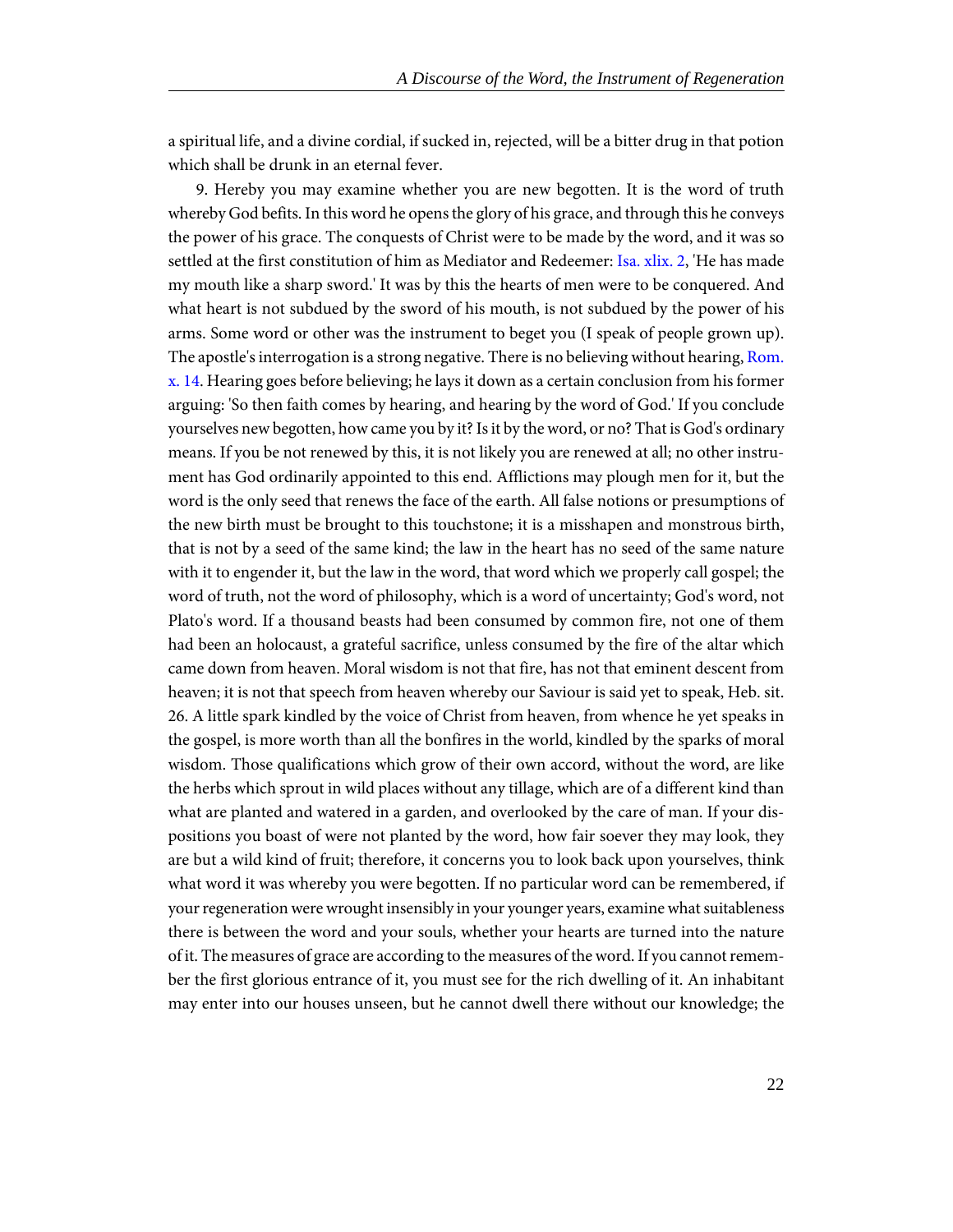a spiritual life, and a divine cordial, if sucked in, rejected, will be a bitter drug in that potion which shall be drunk in an eternal fever.

9. Hereby you may examine whether you are new begotten. It is the word of truth whereby God befits. In this word he opens the glory of his grace, and through this he conveys the power of his grace. The conquests of Christ were to be made by the word, and it was so settled at the first constitution of him as Mediator and Redeemer: Isa. xlix. 2, 'He has made my mouth like a sharp sword.' It was by this the hearts of men were to be conquered. And what heart is not subdued by the sword of his mouth, is not subdued by the power of his arms. Some word or other was the instrument to beget you (I speak of people grown up). The apostle's interrogation is a strong negative. There is no believing without hearing, Rom. x. 14. Hearing goes before believing; he lays it down as a certain conclusion from his former arguing: 'So then faith comes by hearing, and hearing by the word of God.' If you conclude yourselves new begotten, how came you by it? Is it by the word, or no? That is God's ordinary means. If you be not renewed by this, it is not likely you are renewed at all; no other instrument has God ordinarily appointed to this end. Afflictions may plough men for it, but the word is the only seed that renews the face of the earth. All false notions or presumptions of the new birth must be brought to this touchstone; it is a misshapen and monstrous birth, that is not by a seed of the same kind; the law in the heart has no seed of the same nature with it to engender it, but the law in the word, that word which we properly call gospel; the word of truth, not the word of philosophy, which is a word of uncertainty; God's word, not Plato's word. If a thousand beasts had been consumed by common fire, not one of them had been an holocaust, a grateful sacrifice, unless consumed by the fire of the altar which came down from heaven. Moral wisdom is not that fire, has not that eminent descent from heaven; it is not that speech from heaven whereby our Saviour is said yet to speak, Heb. sit. 26. A little spark kindled by the voice of Christ from heaven, from whence he yet speaks in the gospel, is more worth than all the bonfires in the world, kindled by the sparks of moral wisdom. Those qualifications which grow of their own accord, without the word, are like the herbs which sprout in wild places without any tillage, which are of a different kind than what are planted and watered in a garden, and overlooked by the care of man. If your dispositions you boast of were not planted by the word, how fair soever they may look, they are but a wild kind of fruit; therefore, it concerns you to look back upon yourselves, think what word it was whereby you were begotten. If no particular word can be remembered, if your regeneration were wrought insensibly in your younger years, examine what suitableness there is between the word and your souls, whether your hearts are turned into the nature of it. The measures of grace are according to the measures of the word. If you cannot remember the first glorious entrance of it, you must see for the rich dwelling of it. An inhabitant may enter into our houses unseen, but he cannot dwell there without our knowledge; the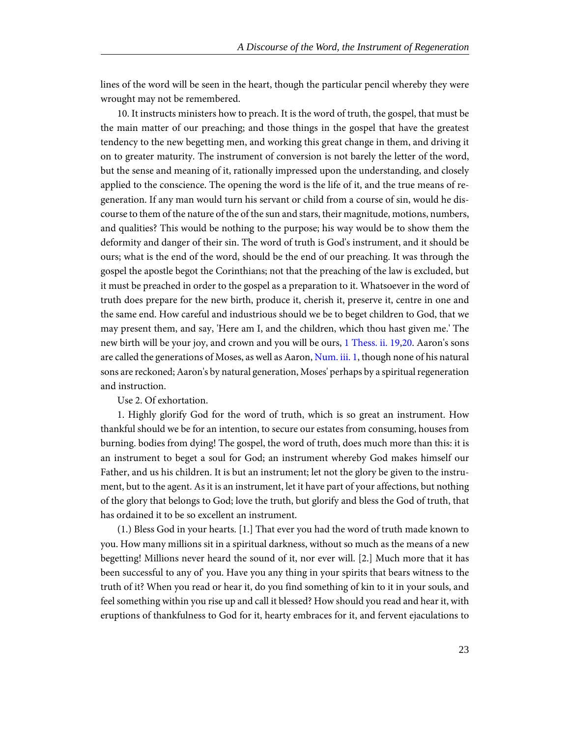lines of the word will be seen in the heart, though the particular pencil whereby they were wrought may not be remembered.

10. It instructs ministers how to preach. It is the word of truth, the gospel, that must be the main matter of our preaching; and those things in the gospel that have the greatest tendency to the new begetting men, and working this great change in them, and driving it on to greater maturity. The instrument of conversion is not barely the letter of the word, but the sense and meaning of it, rationally impressed upon the understanding, and closely applied to the conscience. The opening the word is the life of it, and the true means of regeneration. If any man would turn his servant or child from a course of sin, would he discourse to them of the nature of the of the sun and stars, their magnitude, motions, numbers, and qualities? This would be nothing to the purpose; his way would be to show them the deformity and danger of their sin. The word of truth is God's instrument, and it should be ours; what is the end of the word, should be the end of our preaching. It was through the gospel the apostle begot the Corinthians; not that the preaching of the law is excluded, but it must be preached in order to the gospel as a preparation to it. Whatsoever in the word of truth does prepare for the new birth, produce it, cherish it, preserve it, centre in one and the same end. How careful and industrious should we be to beget children to God, that we may present them, and say, 'Here am I, and the children, which thou hast given me.' The new birth will be your joy, and crown and you will be ours, 1 Thess. ii. 19,20. Aaron's sons are called the generations of Moses, as well as Aaron, Num. iii. 1, though none of his natural sons are reckoned; Aaron's by natural generation, Moses' perhaps by a spiritual regeneration and instruction.

Use 2. Of exhortation.

1. Highly glorify God for the word of truth, which is so great an instrument. How thankful should we be for an intention, to secure our estates from consuming, houses from burning. bodies from dying! The gospel, the word of truth, does much more than this: it is an instrument to beget a soul for God; an instrument whereby God makes himself our Father, and us his children. It is but an instrument; let not the glory be given to the instrument, but to the agent. As it is an instrument, let it have part of your affections, but nothing of the glory that belongs to God; love the truth, but glorify and bless the God of truth, that has ordained it to be so excellent an instrument.

(1.) Bless God in your hearts. [1.] That ever you had the word of truth made known to you. How many millions sit in a spiritual darkness, without so much as the means of a new begetting! Millions never heard the sound of it, nor ever will. [2.] Much more that it has been successful to any of' you. Have you any thing in your spirits that bears witness to the truth of it? When you read or hear it, do you find something of kin to it in your souls, and feel something within you rise up and call it blessed? How should you read and hear it, with eruptions of thankfulness to God for it, hearty embraces for it, and fervent ejaculations to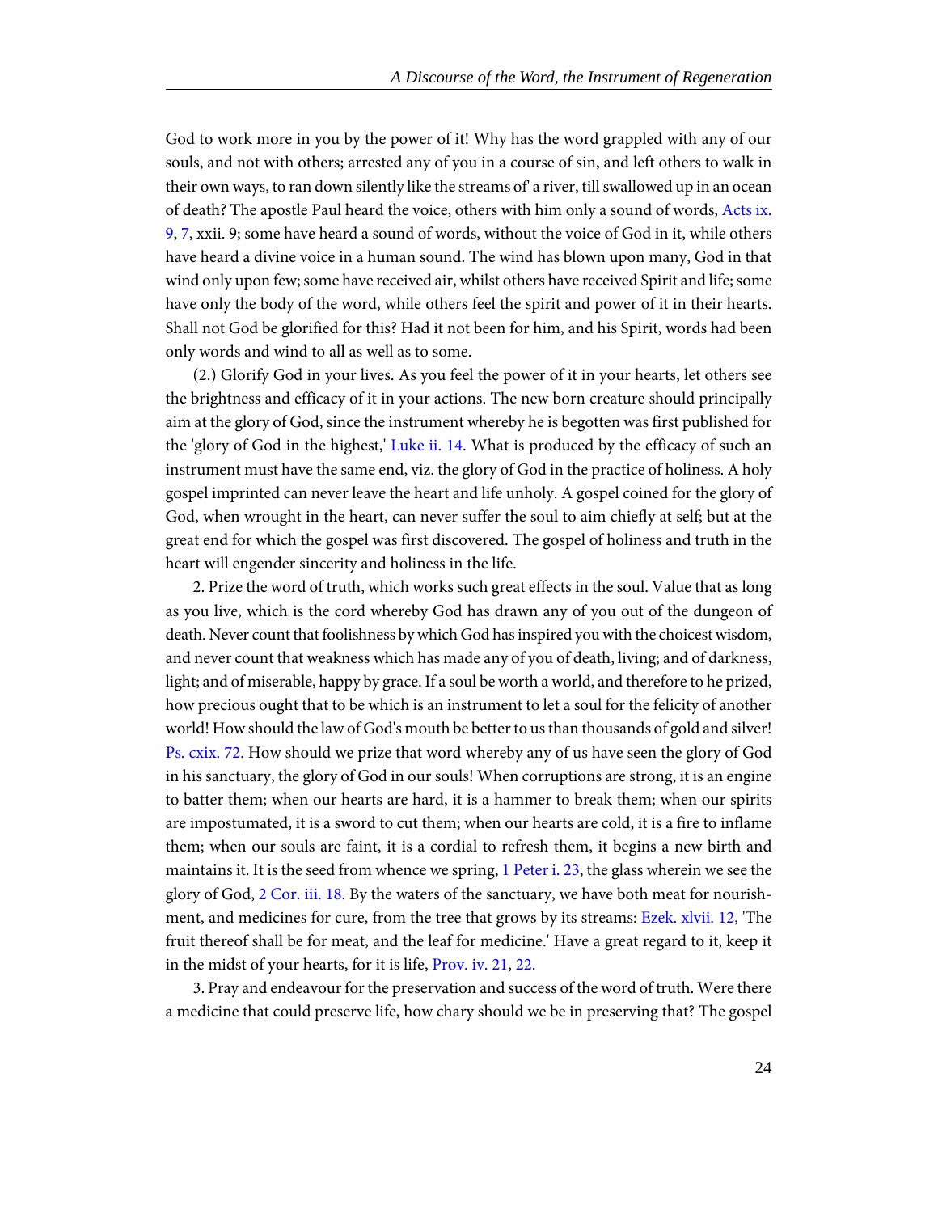God to work more in you by the power of it! Why has the word grappled with any of our souls, and not with others; arrested any of you in a course of sin, and left others to walk in their own ways, to ran down silently like the streams of' a river, till swallowed up in an ocean of death? The apostle Paul heard the voice, others with him only a sound of words, Acts ix. 9, 7, xxii. 9; some have heard a sound of words, without the voice of God in it, while others have heard a divine voice in a human sound. The wind has blown upon many, God in that wind only upon few; some have received air, whilst others have received Spirit and life; some have only the body of the word, while others feel the spirit and power of it in their hearts. Shall not God be glorified for this? Had it not been for him, and his Spirit, words had been only words and wind to all as well as to some.

(2.) Glorify God in your lives. As you feel the power of it in your hearts, let others see the brightness and efficacy of it in your actions. The new born creature should principally aim at the glory of God, since the instrument whereby he is begotten was first published for the 'glory of God in the highest,' Luke ii. 14. What is produced by the efficacy of such an instrument must have the same end, viz. the glory of God in the practice of holiness. A holy gospel imprinted can never leave the heart and life unholy. A gospel coined for the glory of God, when wrought in the heart, can never suffer the soul to aim chiefly at self; but at the great end for which the gospel was first discovered. The gospel of holiness and truth in the heart will engender sincerity and holiness in the life.

2. Prize the word of truth, which works such great effects in the soul. Value that as long as you live, which is the cord whereby God has drawn any of you out of the dungeon of death. Never count that foolishness by which God has inspired you with the choicest wisdom, and never count that weakness which has made any of you of death, living; and of darkness, light; and of miserable, happy by grace. If a soul be worth a world, and therefore to he prized, how precious ought that to be which is an instrument to let a soul for the felicity of another world! How should the law of God's mouth be better to us than thousands of gold and silver! Ps. cxix. 72. How should we prize that word whereby any of us have seen the glory of God in his sanctuary, the glory of God in our souls! When corruptions are strong, it is an engine to batter them; when our hearts are hard, it is a hammer to break them; when our spirits are impostumated, it is a sword to cut them; when our hearts are cold, it is a fire to inflame them; when our souls are faint, it is a cordial to refresh them, it begins a new birth and maintains it. It is the seed from whence we spring, 1 Peter i. 23, the glass wherein we see the glory of God, 2 Cor. iii. 18. By the waters of the sanctuary, we have both meat for nourishment, and medicines for cure, from the tree that grows by its streams: Ezek. xlvii. 12, 'The fruit thereof shall be for meat, and the leaf for medicine.' Have a great regard to it, keep it in the midst of your hearts, for it is life, Prov. iv. 21, 22.

3. Pray and endeavour for the preservation and success of the word of truth. Were there a medicine that could preserve life, how chary should we be in preserving that? The gospel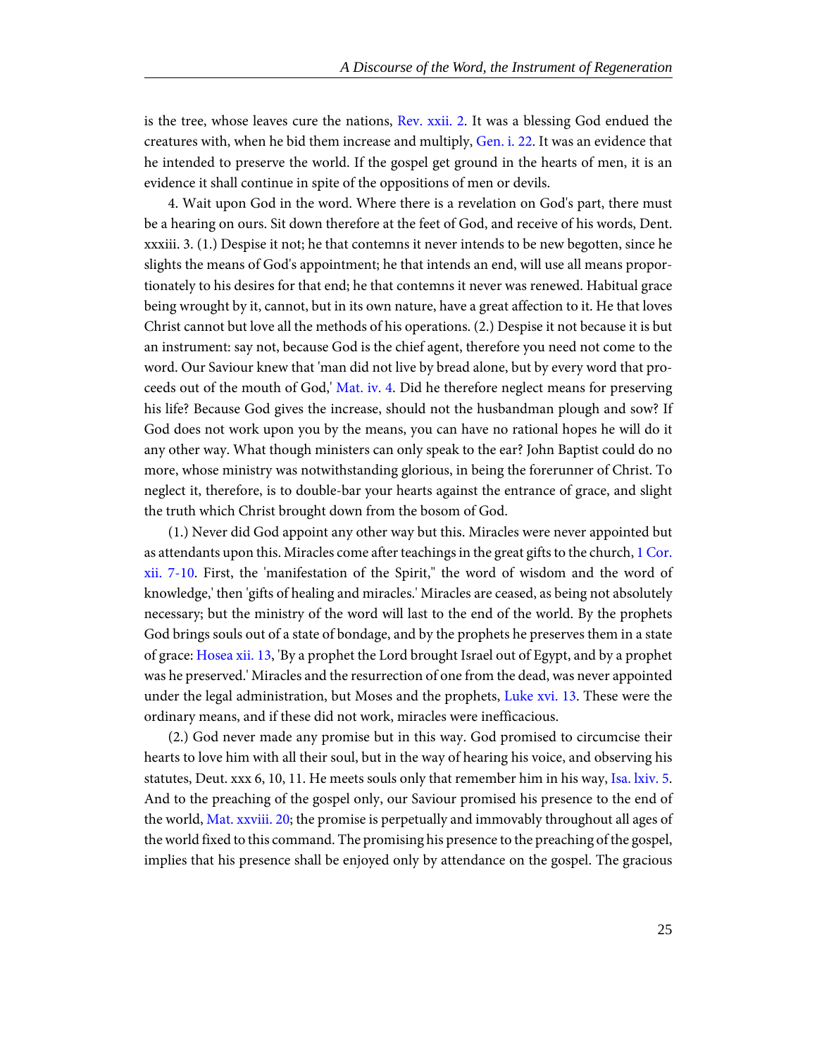is the tree, whose leaves cure the nations, Rev. xxii. 2. It was a blessing God endued the creatures with, when he bid them increase and multiply, Gen. i. 22. It was an evidence that he intended to preserve the world. If the gospel get ground in the hearts of men, it is an evidence it shall continue in spite of the oppositions of men or devils.

4. Wait upon God in the word. Where there is a revelation on God's part, there must be a hearing on ours. Sit down therefore at the feet of God, and receive of his words, Deut. xxxiii. 3. (1.) Despise it not; he that contemns it never intends to be new begotten, since he slights the means of God's appointment; he that intends an end, will use all means proportionately to his desires for that end; he that contemns it never was renewed. Habitual grace being wrought by it, cannot, but in its own nature, have a great affection to it. He that loves Christ cannot but love all the methods of his operations. (2.) Despise it not because it is but an instrument: say not, because God is the chief agent, therefore you need not come to the word. Our Saviour knew that 'man did not live by bread alone, but by every word that proceeds out of the mouth of God,' Mat. iv. 4. Did he therefore neglect means for preserving his life? Because God gives the increase, should not the husbandman plough and sow? If God does not work upon you by the means, you can have no rational hopes he will do it any other way. What though ministers can only speak to the ear? John Baptist could do no more, whose ministry was notwithstanding glorious, in being the forerunner of Christ. To neglect it, therefore, is to double-bar your hearts against the entrance of grace, and slight the truth which Christ brought down from the bosom of God.

(1.) Never did God appoint any other way but this. Miracles were never appointed but as attendants upon this. Miracles come after teachings in the great gifts to the church, 1 Cor. xii. 7-10. First, the 'manifestation of the Spirit," the word of wisdom and the word of knowledge,' then 'gifts of healing and miracles.' Miracles are ceased, as being not absolutely necessary; but the ministry of the word will last to the end of the world. By the prophets God brings souls out of a state of bondage, and by the prophets he preserves them in a state of grace: Hosea xii. 13, 'By a prophet the Lord brought Israel out of Egypt, and by a prophet was he preserved.' Miracles and the resurrection of one from the dead, was never appointed under the legal administration, but Moses and the prophets, Luke xvi. 13. These were the ordinary means, and if these did not work, miracles were inefficacious.

(2.) God never made any promise but in this way. God promised to circumcise their hearts to love him with all their soul, but in the way of hearing his voice, and observing his statutes, Deut. xxx 6, 10, 11. He meets souls only that remember him in his way, Isa. lxiv. 5. And to the preaching of the gospel only, our Saviour promised his presence to the end of the world, Mat. xxviii. 20; the promise is perpetually and immovably throughout all ages of the world fixed to this command. The promising his presence to the preaching of the gospel, implies that his presence shall be enjoyed only by attendance on the gospel. The gracious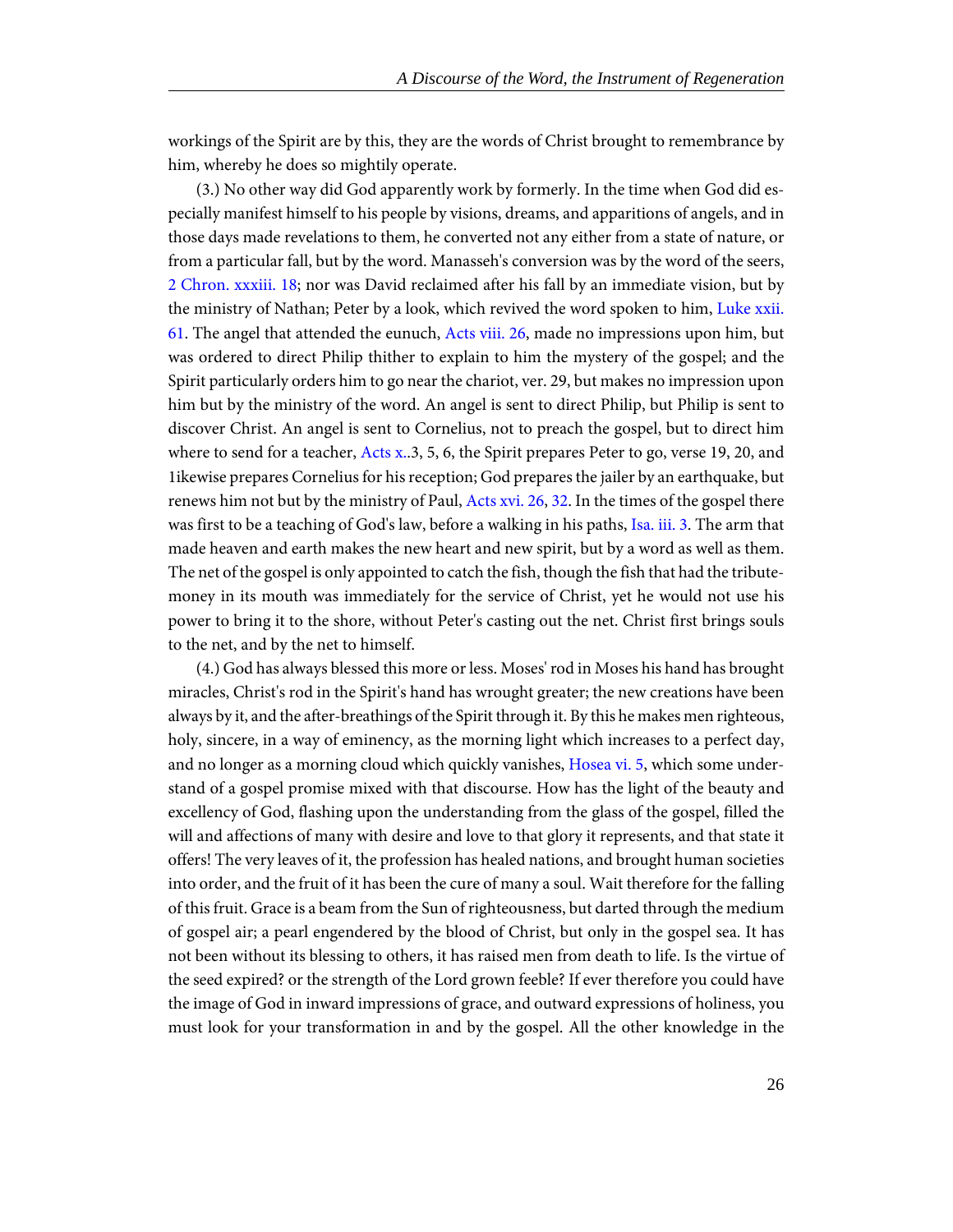workings of the Spirit are by this, they are the words of Christ brought to remembrance by him, whereby he does so mightily operate.

(3.) No other way did God apparently work by formerly. In the time when God did especially manifest himself to his people by visions, dreams, and apparitions of angels, and in those days made revelations to them, he converted not any either from a state of nature, or from a particular fall, but by the word. Manasseh's conversion was by the word of the seers, 2 Chron. xxxiii. 18; nor was David reclaimed after his fall by an immediate vision, but by the ministry of Nathan; Peter by a look, which revived the word spoken to him, Luke xxii. 61. The angel that attended the eunuch, Acts viii. 26, made no impressions upon him, but was ordered to direct Philip thither to explain to him the mystery of the gospel; and the Spirit particularly orders him to go near the chariot, ver. 29, but makes no impression upon him but by the ministry of the word. An angel is sent to direct Philip, but Philip is sent to discover Christ. An angel is sent to Cornelius, not to preach the gospel, but to direct him where to send for a teacher, Acts x..3, 5, 6, the Spirit prepares Peter to go, verse 19, 20, and 1ikewise prepares Cornelius for his reception; God prepares the jailer by an earthquake, but renews him not but by the ministry of Paul, Acts xvi. 26, 32. In the times of the gospel there was first to be a teaching of God's law, before a walking in his paths, Isa. iii. 3. The arm that made heaven and earth makes the new heart and new spirit, but by a word as well as them. The net of the gospel is only appointed to catch the fish, though the fish that had the tribute-money in its mouth was immediately for the service of Christ, yet he would not use his power to bring it to the shore, without Peter's casting out the net. Christ first brings souls to the net, and by the net to himself.

(4.) God has always blessed this more or less. Moses' rod in Moses his hand has brought miracles, Christ's rod in the Spirit's hand has wrought greater; the new creations have been always by it, and the after-breathings of the Spirit through it. By this he makes men righteous, holy, sincere, in a way of eminency, as the morning light which increases to a perfect day, and no longer as a morning cloud which quickly vanishes, Hosea vi. 5, which some understand of a gospel promise mixed with that discourse. How has the light of the beauty and excellency of God, flashing upon the understanding from the glass of the gospel, filled the will and affections of many with desire and love to that glory it represents, and that state it offers! The very leaves of it, the profession has healed nations, and brought human societies into order, and the fruit of it has been the cure of many a soul. Wait therefore for the falling of this fruit. Grace is a beam from the Sun of righteousness, but darted through the medium of gospel air; a pearl engendered by the blood of Christ, but only in the gospel sea. It has not been without its blessing to others, it has raised men from death to life. Is the virtue of the seed expired? or the strength of the Lord grown feeble? If ever therefore you could have the image of God in inward impressions of grace, and outward expressions of holiness, you must look for your transformation in and by the gospel. All the other knowledge in the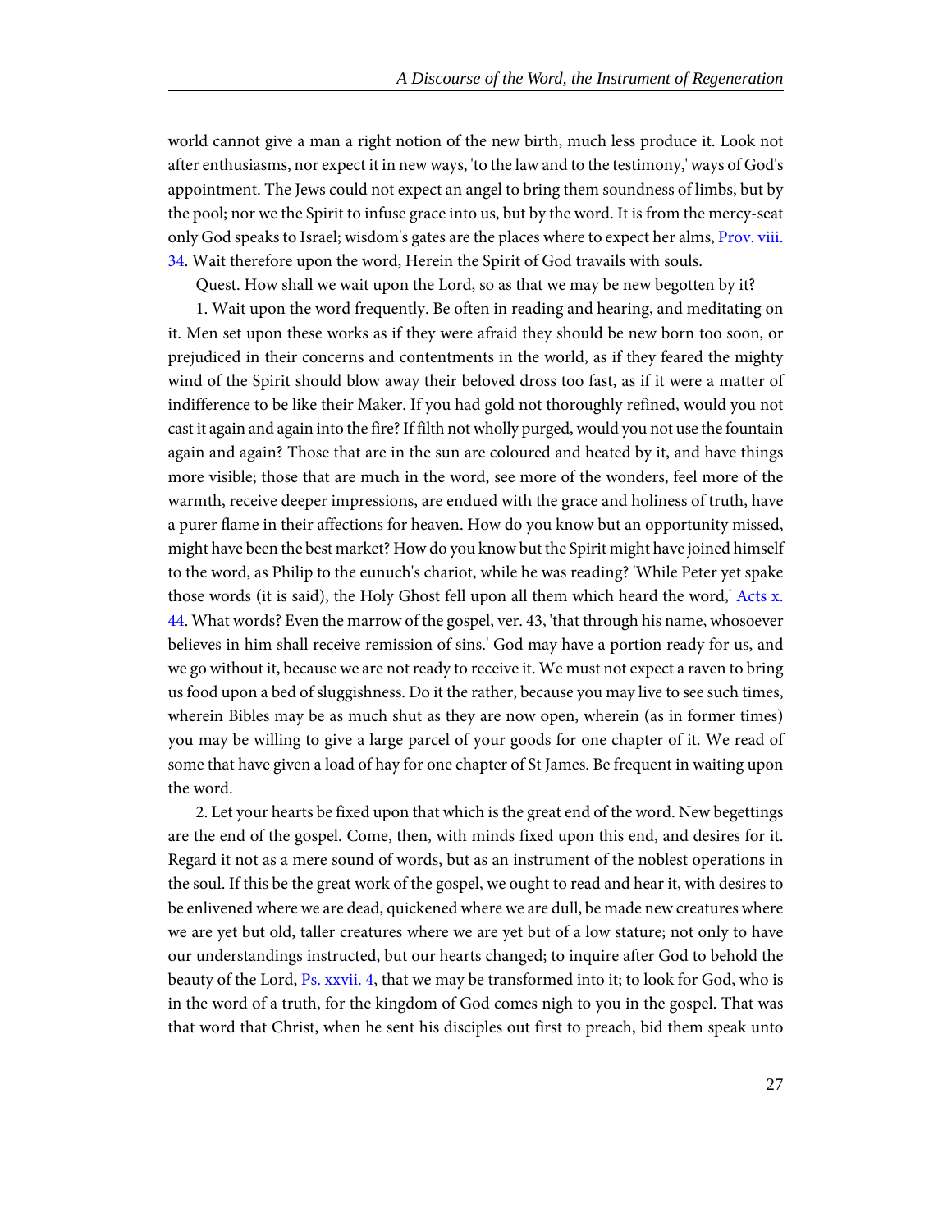world cannot give a man a right notion of the new birth, much less produce it. Look not after enthusiasms, nor expect it in new ways, 'to the law and to the testimony,' ways of God's appointment. The Jews could not expect an angel to bring them soundness of limbs, but by the pool; nor we the Spirit to infuse grace into us, but by the word. It is from the mercy-seat only God speaks to Israel; wisdom's gates are the places where to expect her alms, Prov. viii. 34. Wait therefore upon the word, Herein the Spirit of God travails with souls.

Quest. How shall we wait upon the Lord, so as that we may be new begotten by it?

1. Wait upon the word frequently. Be often in reading and hearing, and meditating on it. Men set upon these works as if they were afraid they should be new born too soon, or prejudiced in their concerns and contentments in the world, as if they feared the mighty wind of the Spirit should blow away their beloved dross too fast, as if it were a matter of indifference to be like their Maker. If you had gold not thoroughly refined, would you not cast it again and again into the fire? If filth not wholly purged, would you not use the fountain again and again? Those that are in the sun are coloured and heated by it, and have things more visible; those that are much in the word, see more of the wonders, feel more of the warmth, receive deeper impressions, are endued with the grace and holiness of truth, have a purer flame in their affections for heaven. How do you know but an opportunity missed, might have been the best market? How do you know but the Spirit might have joined himself to the word, as Philip to the eunuch's chariot, while he was reading? 'While Peter yet spake those words (it is said), the Holy Ghost fell upon all them which heard the word,' Acts x. 44. What words? Even the marrow of the gospel, ver. 43, 'that through his name, whosoever believes in him shall receive remission of sins.' God may have a portion ready for us, and we go without it, because we are not ready to receive it. We must not expect a raven to bring us food upon a bed of sluggishness. Do it the rather, because you may live to see such times, wherein Bibles may be as much shut as they are now open, wherein (as in former times) you may be willing to give a large parcel of your goods for one chapter of it. We read of some that have given a load of hay for one chapter of St James. Be frequent in waiting upon the word.

2. Let your hearts be fixed upon that which is the great end of the word. New begettings are the end of the gospel. Come, then, with minds fixed upon this end, and desires for it. Regard it not as a mere sound of words, but as an instrument of the noblest operations in the soul. If this be the great work of the gospel, we ought to read and hear it, with desires to be enlivened where we are dead, quickened where we are dull, be made new creatures where we are yet but old, taller creatures where we are yet but of a low stature; not only to have our understandings instructed, but our hearts changed; to inquire after God to behold the beauty of the Lord, Ps. xxvii. 4, that we may be transformed into it; to look for God, who is in the word of a truth, for the kingdom of God comes nigh to you in the gospel. That was that word that Christ, when he sent his disciples out first to preach, bid them speak unto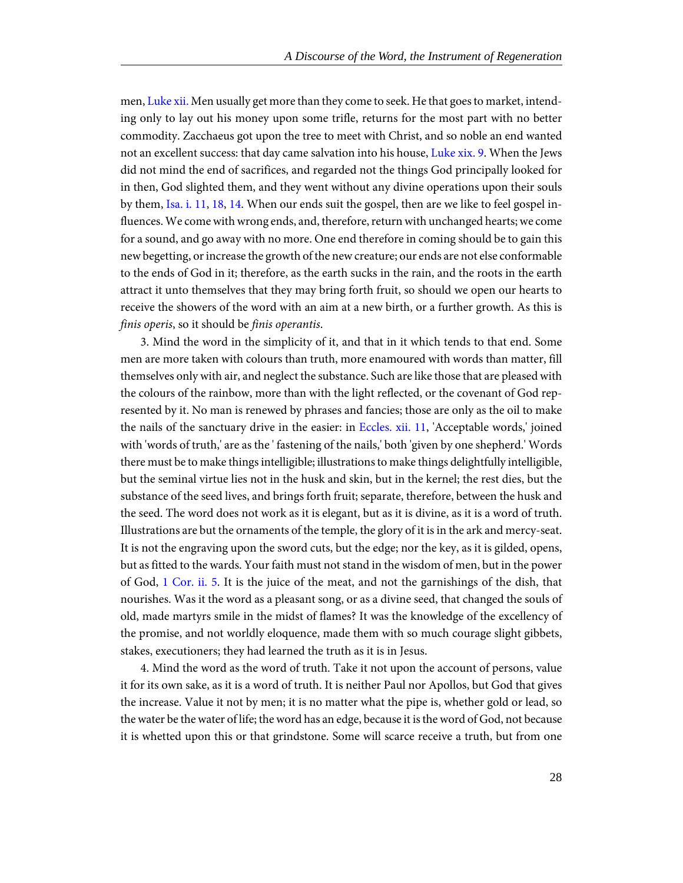men, Luke xii. Men usually get more than they come to seek. He that goes to market, intending only to lay out his money upon some trifle, returns for the most part with no better commodity. Zacchaeus got upon the tree to meet with Christ, and so noble an end wanted not an excellent success: that day came salvation into his house, Luke xix. 9. When the Jews did not mind the end of sacrifices, and regarded not the things God principally looked for in then, God slighted them, and they went without any divine operations upon their souls by them, Isa. i. 11, 18, 14. When our ends suit the gospel, then are we like to feel gospel influences. We come with wrong ends, and, therefore, return with unchanged hearts; we come for a sound, and go away with no more. One end therefore in coming should be to gain this new begetting, or increase the growth of the new creature; our ends are not else conformable to the ends of God in it; therefore, as the earth sucks in the rain, and the roots in the earth attract it unto themselves that they may bring forth fruit, so should we open our hearts to receive the showers of the word with an aim at a new birth, or a further growth. As this is *finis operis*, so it should be *finis operantis*.

3. Mind the word in the simplicity of it, and that in it which tends to that end. Some men are more taken with colours than truth, more enamoured with words than matter, fill themselves only with air, and neglect the substance. Such are like those that are pleased with the colours of the rainbow, more than with the light reflected, or the covenant of God represented by it. No man is renewed by phrases and fancies; those are only as the oil to make the nails of the sanctuary drive in the easier: in Eccles. xii. 11, 'Acceptable words,' joined with 'words of truth,' are as the ' fastening of the nails,' both 'given by one shepherd.' Words there must be to make things intelligible; illustrations to make things delightfully intelligible, but the seminal virtue lies not in the husk and skin, but in the kernel; the rest dies, but the substance of the seed lives, and brings forth fruit; separate, therefore, between the husk and the seed. The word does not work as it is elegant, but as it is divine, as it is a word of truth. Illustrations are but the ornaments of the temple, the glory of it is in the ark and mercy-seat. It is not the engraving upon the sword cuts, but the edge; nor the key, as it is gilded, opens, but as fitted to the wards. Your faith must not stand in the wisdom of men, but in the power of God, 1 Cor. ii. 5. It is the juice of the meat, and not the garnishings of the dish, that nourishes. Was it the word as a pleasant song, or as a divine seed, that changed the souls of old, made martyrs smile in the midst of flames? It was the knowledge of the excellency of the promise, and not worldly eloquence, made them with so much courage slight gibbets, stakes, executioners; they had learned the truth as it is in Jesus.

4. Mind the word as the word of truth. Take it not upon the account of persons, value it for its own sake, as it is a word of truth. It is neither Paul nor Apollos, but God that gives the increase. Value it not by men; it is no matter what the pipe is, whether gold or lead, so the water be the water of life; the word has an edge, because it is the word of God, not because it is whetted upon this or that grindstone. Some will scarce receive a truth, but from one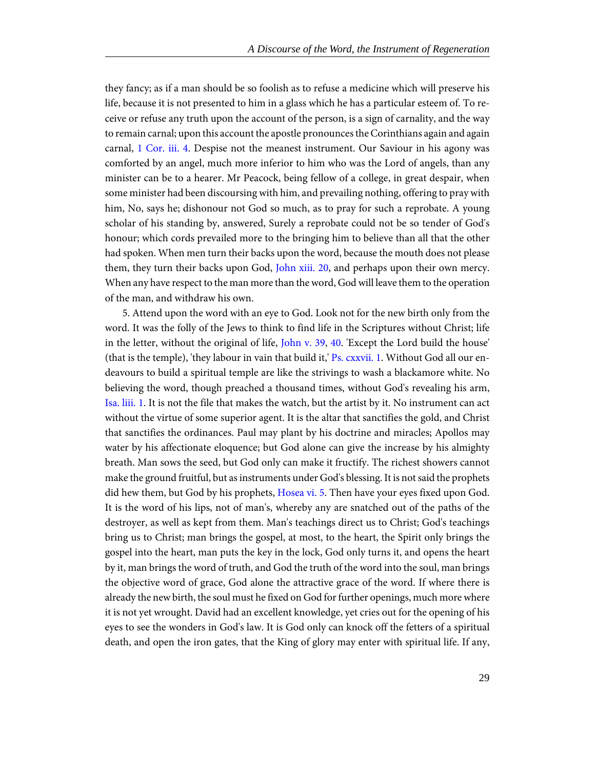they fancy; as if a man should be so foolish as to refuse a medicine which will preserve his life, because it is not presented to him in a glass which he has a particular esteem of. To receive or refuse any truth upon the account of the person, is a sign of carnality, and the way to remain carnal; upon this account the apostle pronounces the Corinthians again and again carnal, 1 Cor. iii. 4. Despise not the meanest instrument. Our Saviour in his agony was comforted by an angel, much more inferior to him who was the Lord of angels, than any minister can be to a hearer. Mr Peacock, being fellow of a college, in great despair, when some minister had been discoursing with him, and prevailing nothing, offering to pray with him, No, says he; dishonour not God so much, as to pray for such a reprobate. A young scholar of his standing by, answered, Surely a reprobate could not be so tender of God's honour; which cords prevailed more to the bringing him to believe than all that the other had spoken. When men turn their backs upon the word, because the mouth does not please them, they turn their backs upon God, John xiii. 20, and perhaps upon their own mercy. When any have respect to the man more than the word, God will leave them to the operation of the man, and withdraw his own.

5. Attend upon the word with an eye to God. Look not for the new birth only from the word. It was the folly of the Jews to think to find life in the Scriptures without Christ; life in the letter, without the original of life, John v. 39, 40. 'Except the Lord build the house' (that is the temple), 'they labour in vain that build it,' Ps. cxxvii. 1. Without God all our endeavours to build a spiritual temple are like the strivings to wash a blackamore white. No believing the word, though preached a thousand times, without God's revealing his arm, Isa. liii. 1. It is not the file that makes the watch, but the artist by it. No instrument can act without the virtue of some superior agent. It is the altar that sanctifies the gold, and Christ that sanctifies the ordinances. Paul may plant by his doctrine and miracles; Apollos may water by his affectionate eloquence; but God alone can give the increase by his almighty breath. Man sows the seed, but God only can make it fructify. The richest showers cannot make the ground fruitful, but as instruments under God's blessing. It is not said the prophets did hew them, but God by his prophets, Hosea vi. 5. Then have your eyes fixed upon God. It is the word of his lips, not of man's, whereby any are snatched out of the paths of the destroyer, as well as kept from them. Man's teachings direct us to Christ; God's teachings bring us to Christ; man brings the gospel, at most, to the heart, the Spirit only brings the gospel into the heart, man puts the key in the lock, God only turns it, and opens the heart by it, man brings the word of truth, and God the truth of the word into the soul, man brings the objective word of grace, God alone the attractive grace of the word. If where there is already the new birth, the soul must he fixed on God for further openings, much more where it is not yet wrought. David had an excellent knowledge, yet cries out for the opening of his eyes to see the wonders in God's law. It is God only can knock off the fetters of a spiritual death, and open the iron gates, that the King of glory may enter with spiritual life. If any,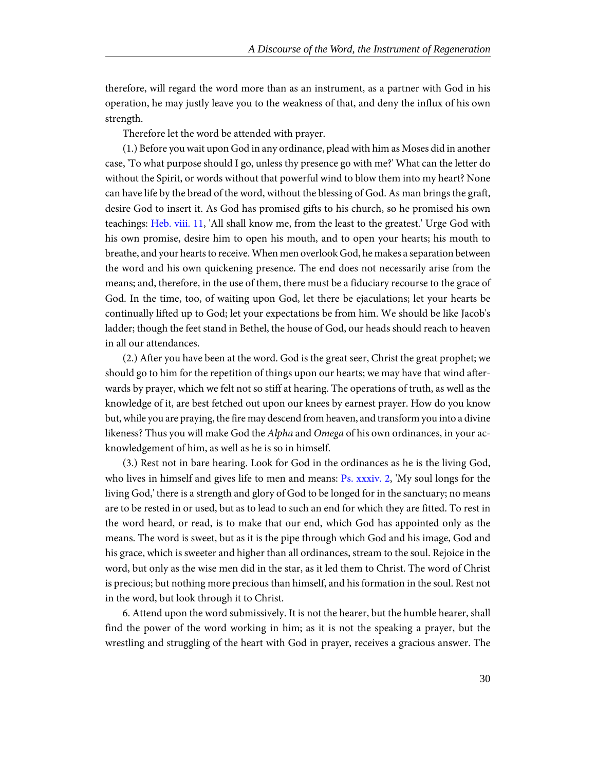therefore, will regard the word more than as an instrument, as a partner with God in his operation, he may justly leave you to the weakness of that, and deny the influx of his own strength.

Therefore let the word be attended with prayer.

(1.) Before you wait upon God in any ordinance, plead with him as Moses did in another case, 'To what purpose should I go, unless thy presence go with me?' What can the letter do without the Spirit, or words without that powerful wind to blow them into my heart? None can have life by the bread of the word, without the blessing of God. As man brings the graft, desire God to insert it. As God has promised gifts to his church, so he promised his own teachings: Heb. viii. 11, 'All shall know me, from the least to the greatest.' Urge God with his own promise, desire him to open his mouth, and to open your hearts; his mouth to breathe, and your hearts to receive. When men overlook God, he makes a separation between the word and his own quickening presence. The end does not necessarily arise from the means; and, therefore, in the use of them, there must be a fiduciary recourse to the grace of God. In the time, too, of waiting upon God, let there be ejaculations; let your hearts be continually lifted up to God; let your expectations be from him. We should be like Jacob's ladder; though the feet stand in Bethel, the house of God, our heads should reach to heaven in all our attendances.

(2.) After you have been at the word. God is the great seer, Christ the great prophet; we should go to him for the repetition of things upon our hearts; we may have that wind afterwards by prayer, which we felt not so stiff at hearing. The operations of truth, as well as the knowledge of it, are best fetched out upon our knees by earnest prayer. How do you know but, while you are praying, the fire may descend from heaven, and transform you into a divine likeness? Thus you will make God the *Alpha* and *Omega* of his own ordinances, in your acknowledgement of him, as well as he is so in himself.

(3.) Rest not in bare hearing. Look for God in the ordinances as he is the living God, who lives in himself and gives life to men and means: Ps. xxxiv. 2, 'My soul longs for the living God,' there is a strength and glory of God to be longed for in the sanctuary; no means are to be rested in or used, but as to lead to such an end for which they are fitted. To rest in the word heard, or read, is to make that our end, which God has appointed only as the means. The word is sweet, but as it is the pipe through which God and his image, God and his grace, which is sweeter and higher than all ordinances, stream to the soul. Rejoice in the word, but only as the wise men did in the star, as it led them to Christ. The word of Christ is precious; but nothing more precious than himself, and his formation in the soul. Rest not in the word, but look through it to Christ.

6. Attend upon the word submissively. It is not the hearer, but the humble hearer, shall find the power of the word working in him; as it is not the speaking a prayer, but the wrestling and struggling of the heart with God in prayer, receives a gracious answer. The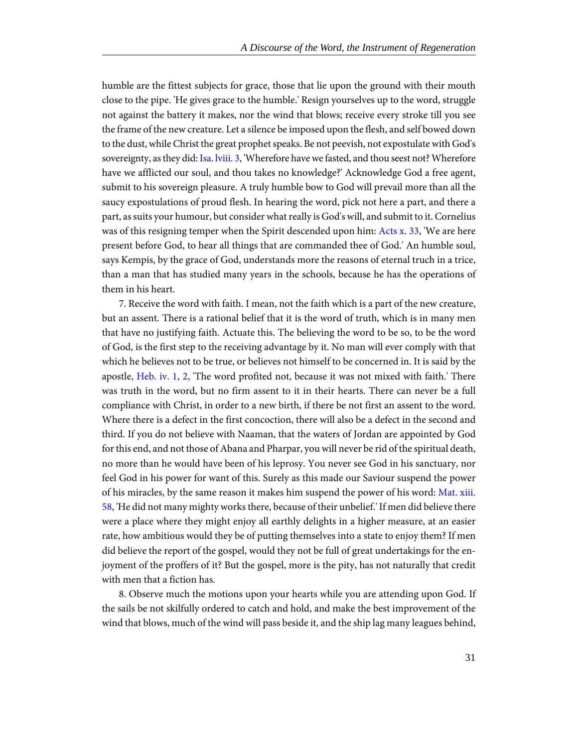humble are the fittest subjects for grace, those that lie upon the ground with their mouth close to the pipe. 'He gives grace to the humble.' Resign yourselves up to the word, struggle not against the battery it makes, nor the wind that blows; receive every stroke till you see the frame of the new creature. Let a silence be imposed upon the flesh, and self bowed down to the dust, while Christ the great prophet speaks. Be not peevish, not expostulate with God's sovereignty, as they did: Isa. lviii. 3, 'Wherefore have we fasted, and thou seest not? Wherefore have we afflicted our soul, and thou takes no knowledge?' Acknowledge God a free agent, submit to his sovereign pleasure. A truly humble bow to God will prevail more than all the saucy expostulations of proud flesh. In hearing the word, pick not here a part, and there a part, as suits your humour, but consider what really is God's will, and submit to it. Cornelius was of this resigning temper when the Spirit descended upon him: Acts x. 33, 'We are here present before God, to hear all things that are commanded thee of God.' An humble soul, says Kempis, by the grace of God, understands more the reasons of eternal truch in a trice, than a man that has studied many years in the schools, because he has the operations of them in his heart.

7. Receive the word with faith. I mean, not the faith which is a part of the new creature, but an assent. There is a rational belief that it is the word of truth, which is in many men that have no justifying faith. Actuate this. The believing the word to be so, to be the word of God, is the first step to the receiving advantage by it. No man will ever comply with that which he believes not to be true, or believes not himself to be concerned in. It is said by the apostle, Heb. iv. 1, 2, 'The word profited not, because it was not mixed with faith.' There was truth in the word, but no firm assent to it in their hearts. There can never be a full compliance with Christ, in order to a new birth, if there be not first an assent to the word. Where there is a defect in the first concoction, there will also be a defect in the second and third. If you do not believe with Naaman, that the waters of Jordan are appointed by God for this end, and not those of Abana and Pharpar, you will never be rid of the spiritual death, no more than he would have been of his leprosy. You never see God in his sanctuary, nor feel God in his power for want of this. Surely as this made our Saviour suspend the power of his miracles, by the same reason it makes him suspend the power of his word: Mat. xiii. 58, 'He did not many mighty works there, because of their unbelief.' If men did believe there were a place where they might enjoy all earthly delights in a higher measure, at an easier rate, how ambitious would they be of putting themselves into a state to enjoy them? If men did believe the report of the gospel, would they not be full of great undertakings for the enjoyment of the proffers of it? But the gospel, more is the pity, has not naturally that credit with men that a fiction has.

8. Observe much the motions upon your hearts while you are attending upon God. If the sails be not skilfully ordered to catch and hold, and make the best improvement of the wind that blows, much of the wind will pass beside it, and the ship lag many leagues behind,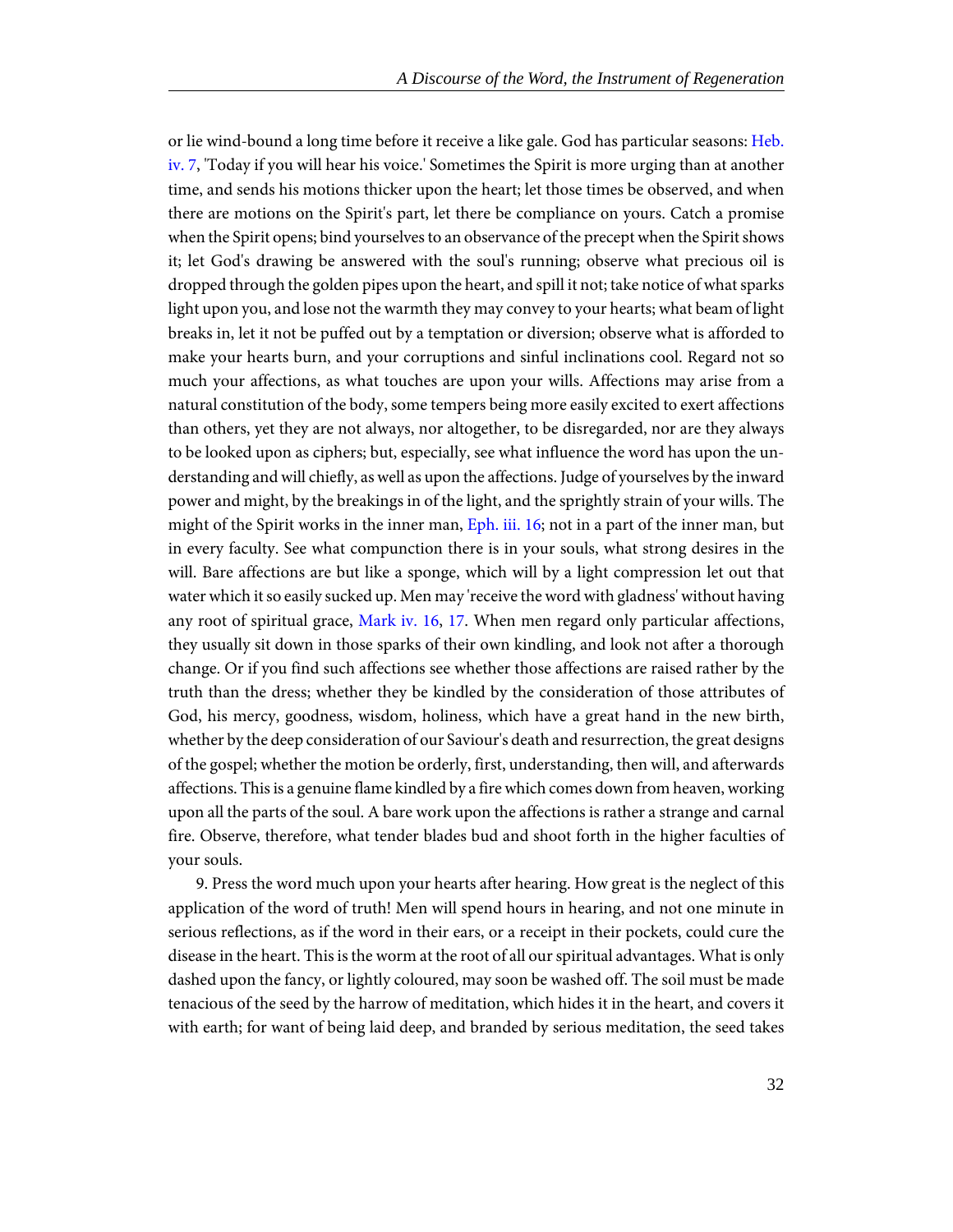or lie wind-bound a long time before it receive a like gale. God has particular seasons: Heb. iv. 7, 'Today if you will hear his voice.' Sometimes the Spirit is more urging than at another time, and sends his motions thicker upon the heart; let those times be observed, and when there are motions on the Spirit's part, let there be compliance on yours. Catch a promise when the Spirit opens; bind yourselves to an observance of the precept when the Spirit shows it; let God's drawing be answered with the soul's running; observe what precious oil is dropped through the golden pipes upon the heart, and spill it not; take notice of what sparks light upon you, and lose not the warmth they may convey to your hearts; what beam of light breaks in, let it not be puffed out by a temptation or diversion; observe what is afforded to make your hearts burn, and your corruptions and sinful inclinations cool. Regard not so much your affections, as what touches are upon your wills. Affections may arise from a natural constitution of the body, some tempers being more easily excited to exert affections than others, yet they are not always, nor altogether, to be disregarded, nor are they always to be looked upon as ciphers; but, especially, see what influence the word has upon the understanding and will chiefly, as well as upon the affections. Judge of yourselves by the inward power and might, by the breakings in of the light, and the sprightly strain of your wills. The might of the Spirit works in the inner man, Eph. iii. 16; not in a part of the inner man, but in every faculty. See what compunction there is in your souls, what strong desires in the will. Bare affections are but like a sponge, which will by a light compression let out that water which it so easily sucked up. Men may 'receive the word with gladness' without having any root of spiritual grace, Mark iv. 16, 17. When men regard only particular affections, they usually sit down in those sparks of their own kindling, and look not after a thorough change. Or if you find such affections see whether those affections are raised rather by the truth than the dress; whether they be kindled by the consideration of those attributes of God, his mercy, goodness, wisdom, holiness, which have a great hand in the new birth, whether by the deep consideration of our Saviour's death and resurrection, the great designs of the gospel; whether the motion be orderly, first, understanding, then will, and afterwards affections. This is a genuine flame kindled by a fire which comes down from heaven, working upon all the parts of the soul. A bare work upon the affections is rather a strange and carnal fire. Observe, therefore, what tender blades bud and shoot forth in the higher faculties of your souls.

9. Press the word much upon your hearts after hearing. How great is the neglect of this application of the word of truth! Men will spend hours in hearing, and not one minute in serious reflections, as if the word in their ears, or a receipt in their pockets, could cure the disease in the heart. This is the worm at the root of all our spiritual advantages. What is only dashed upon the fancy, or lightly coloured, may soon be washed off. The soil must be made tenacious of the seed by the harrow of meditation, which hides it in the heart, and covers it with earth; for want of being laid deep, and branded by serious meditation, the seed takes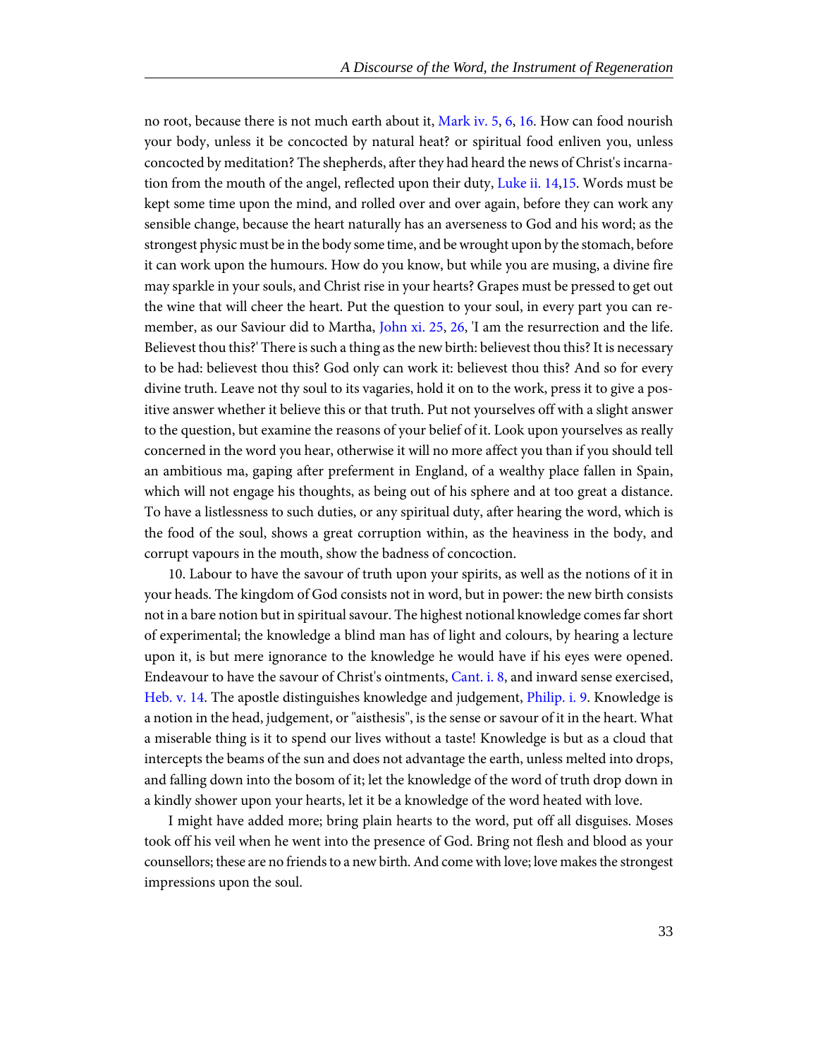no root, because there is not much earth about it, Mark iv. 5, 6, 16. How can food nourish your body, unless it be concocted by natural heat? or spiritual food enliven you, unless concocted by meditation? The shepherds, after they had heard the news of Christ's incarnation from the mouth of the angel, reflected upon their duty, Luke ii. 14,15. Words must be kept some time upon the mind, and rolled over and over again, before they can work any sensible change, because the heart naturally has an averseness to God and his word; as the strongest physic must be in the body some time, and be wrought upon by the stomach, before it can work upon the humours. How do you know, but while you are musing, a divine fire may sparkle in your souls, and Christ rise in your hearts? Grapes must be pressed to get out the wine that will cheer the heart. Put the question to your soul, in every part you can remember, as our Saviour did to Martha, John xi. 25, 26, 'I am the resurrection and the life. Believest thou this?' There is such a thing as the new birth: believest thou this? It is necessary to be had: believest thou this? God only can work it: believest thou this? And so for every divine truth. Leave not thy soul to its vagaries, hold it on to the work, press it to give a positive answer whether it believe this or that truth. Put not yourselves off with a slight answer to the question, but examine the reasons of your belief of it. Look upon yourselves as really concerned in the word you hear, otherwise it will no more affect you than if you should tell an ambitious ma, gaping after preferment in England, of a wealthy place fallen in Spain, which will not engage his thoughts, as being out of his sphere and at too great a distance. To have a listlessness to such duties, or any spiritual duty, after hearing the word, which is the food of the soul, shows a great corruption within, as the heaviness in the body, and corrupt vapours in the mouth, show the badness of concoction.

10. Labour to have the savour of truth upon your spirits, as well as the notions of it in your heads. The kingdom of God consists not in word, but in power: the new birth consists not in a bare notion but in spiritual savour. The highest notional knowledge comes far short of experimental; the knowledge a blind man has of light and colours, by hearing a lecture upon it, is but mere ignorance to the knowledge he would have if his eyes were opened. Endeavour to have the savour of Christ's ointments, Cant. i. 8, and inward sense exercised, Heb. v. 14. The apostle distinguishes knowledge and judgement, Philip. i. 9. Knowledge is a notion in the head, judgement, or "aisthesis", is the sense or savour of it in the heart. What a miserable thing is it to spend our lives without a taste! Knowledge is but as a cloud that intercepts the beams of the sun and does not advantage the earth, unless melted into drops, and falling down into the bosom of it; let the knowledge of the word of truth drop down in a kindly shower upon your hearts, let it be a knowledge of the word heated with love.

I might have added more; bring plain hearts to the word, put off all disguises. Moses took off his veil when he went into the presence of God. Bring not flesh and blood as your counsellors; these are no friends to a new birth. And come with love; love makes the strongest impressions upon the soul.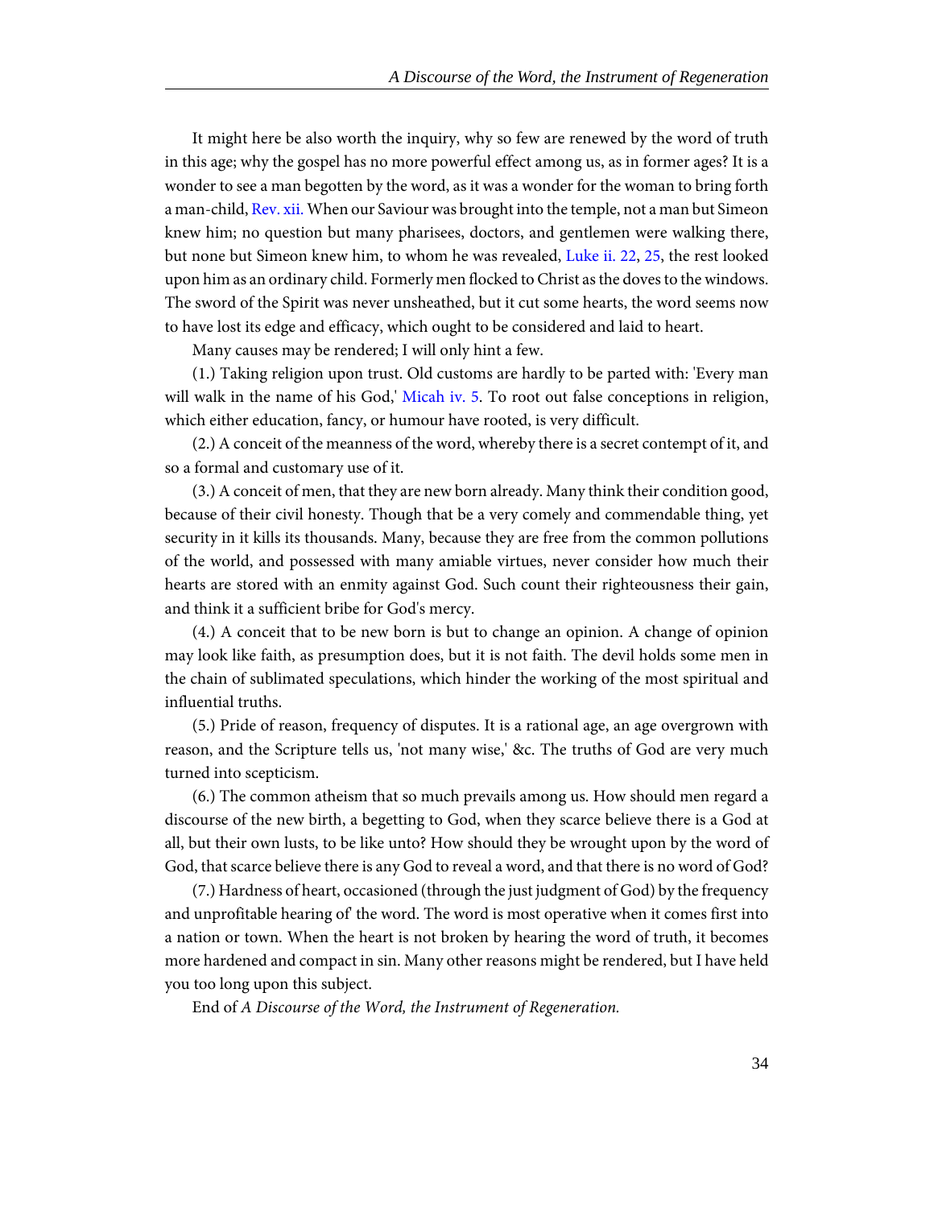It might here be also worth the inquiry, why so few are renewed by the word of truth in this age; why the gospel has no more powerful effect among us, as in former ages? It is a wonder to see a man begotten by the word, as it was a wonder for the woman to bring forth a man-child, Rev. xii. When our Saviour was brought into the temple, not a man but Simeon knew him; no question but many pharisees, doctors, and gentlemen were walking there, but none but Simeon knew him, to whom he was revealed, Luke ii. 22, 25, the rest looked upon him as an ordinary child. Formerly men flocked to Christ as the doves to the windows. The sword of the Spirit was never unsheathed, but it cut some hearts, the word seems now to have lost its edge and efficacy, which ought to be considered and laid to heart.

Many causes may be rendered; I will only hint a few.

(1.) Taking religion upon trust. Old customs are hardly to be parted with: 'Every man will walk in the name of his God,' Micah iv. 5. To root out false conceptions in religion, which either education, fancy, or humour have rooted, is very difficult.

(2.) A conceit of the meanness of the word, whereby there is a secret contempt of it, and so a formal and customary use of it.

(3.) A conceit of men, that they are new born already. Many think their condition good, because of their civil honesty. Though that be a very comely and commendable thing, yet security in it kills its thousands. Many, because they are free from the common pollutions of the world, and possessed with many amiable virtues, never consider how much their hearts are stored with an enmity against God. Such count their righteousness their gain, and think it a sufficient bribe for God's mercy.

(4.) A conceit that to be new born is but to change an opinion. A change of opinion may look like faith, as presumption does, but it is not faith. The devil holds some men in the chain of sublimated speculations, which hinder the working of the most spiritual and influential truths.

(5.) Pride of reason, frequency of disputes. It is a rational age, an age overgrown with reason, and the Scripture tells us, 'not many wise,' &c. The truths of God are very much turned into scepticism.

(6.) The common atheism that so much prevails among us. How should men regard a discourse of the new birth, a begetting to God, when they scarce believe there is a God at all, but their own lusts, to be like unto? How should they be wrought upon by the word of God, that scarce believe there is any God to reveal a word, and that there is no word of God?

(7.) Hardness of heart, occasioned (through the just judgment of God) by the frequency and unprofitable hearing of' the word. The word is most operative when it comes first into a nation or town. When the heart is not broken by hearing the word of truth, it becomes more hardened and compact in sin. Many other reasons might be rendered, but I have held you too long upon this subject.

End of *A Discourse of the Word, the Instrument of Regeneration.*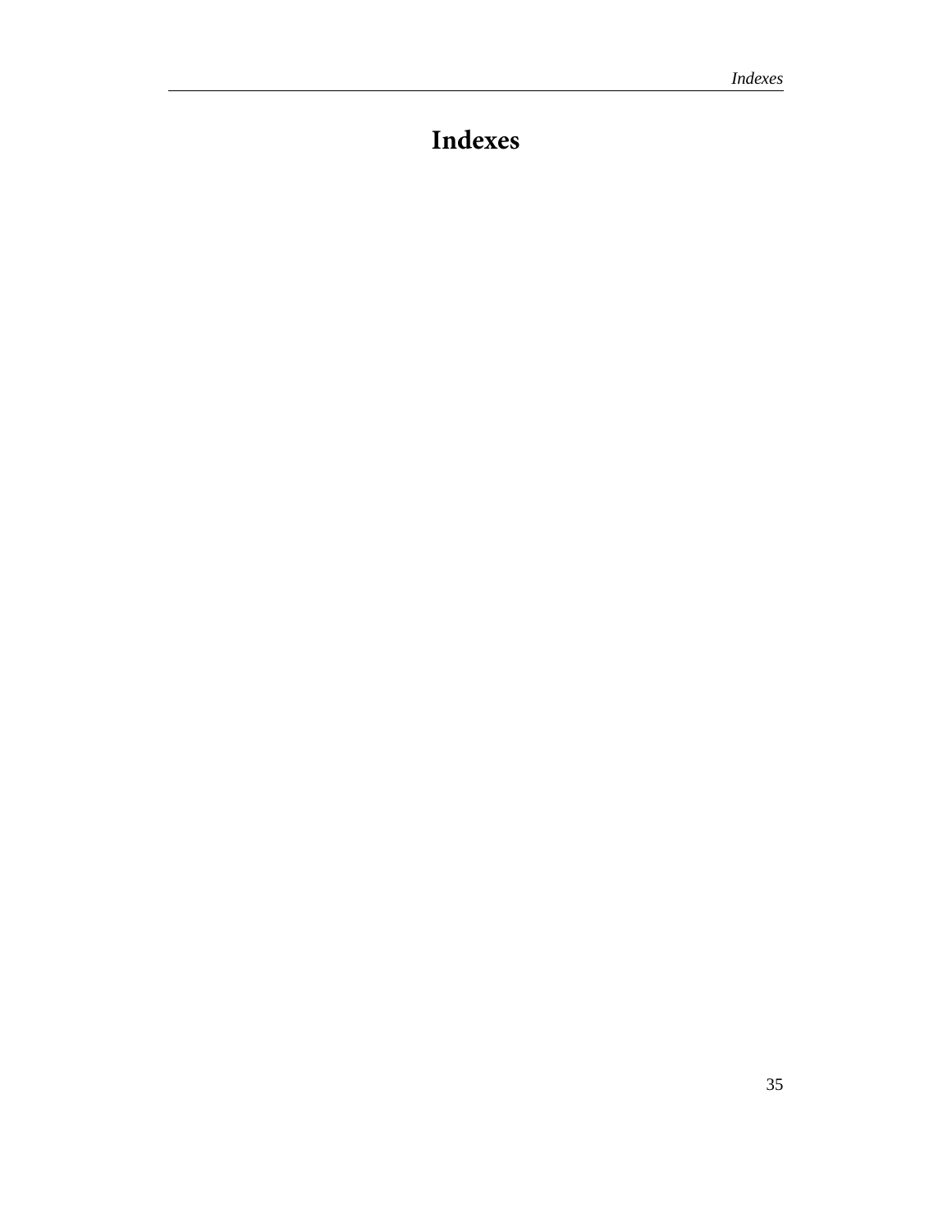# Indexes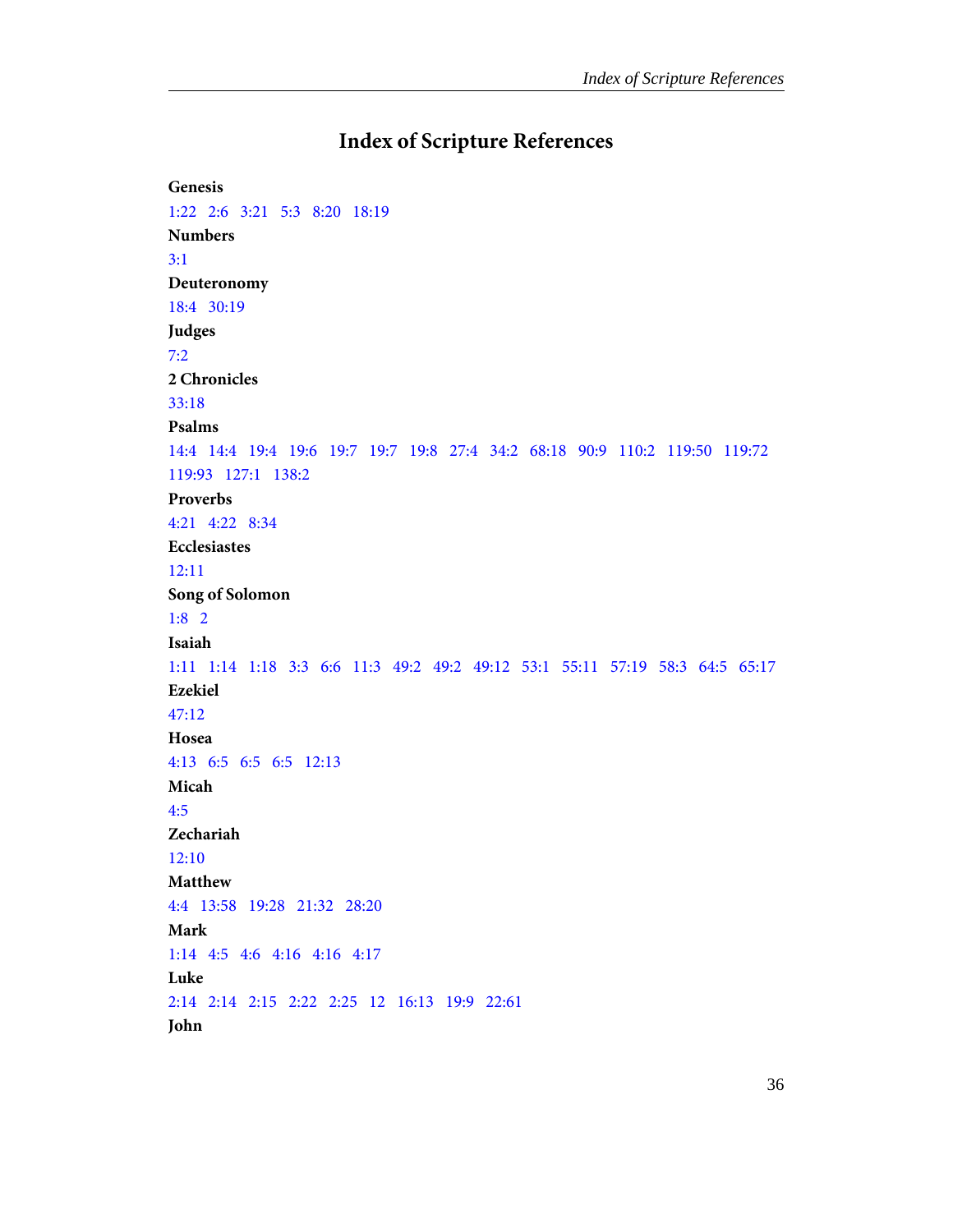# Index of Scripture References

**Genesis**

1:22   2:6   3:21   5:3   8:20   18:19

**Numbers**

3:1

**Deuteronomy**

18:4   30:19

**Judges**

7:2

**2 Chronicles**

33:18

**Psalms**

14:4   14:4   19:4   19:6   19:7   19:7   19:8   27:4   34:2   68:18   90:9   110:2   119:50   119:72   119:93   127:1   138:2

**Proverbs**

4:21   4:22   8:34

**Ecclesiastes**

12:11

**Song of Solomon**

1:8   2

**Isaiah**

1:11   1:14   1:18   3:3   6:6   11:3   49:2   49:2   49:12   53:1   55:11   57:19   58:3   64:5   65:17

**Ezekiel**

47:12

**Hosea**

4:13   6:5   6:5   6:5   12:13

**Micah**

4:5

**Zechariah**

12:10

**Matthew**

4:4   13:58   19:28   21:32   28:20

**Mark**

1:14   4:5   4:6   4:16   4:16   4:17

**Luke**

2:14   2:14   2:15   2:22   2:25   12   16:13   19:9   22:61

**John**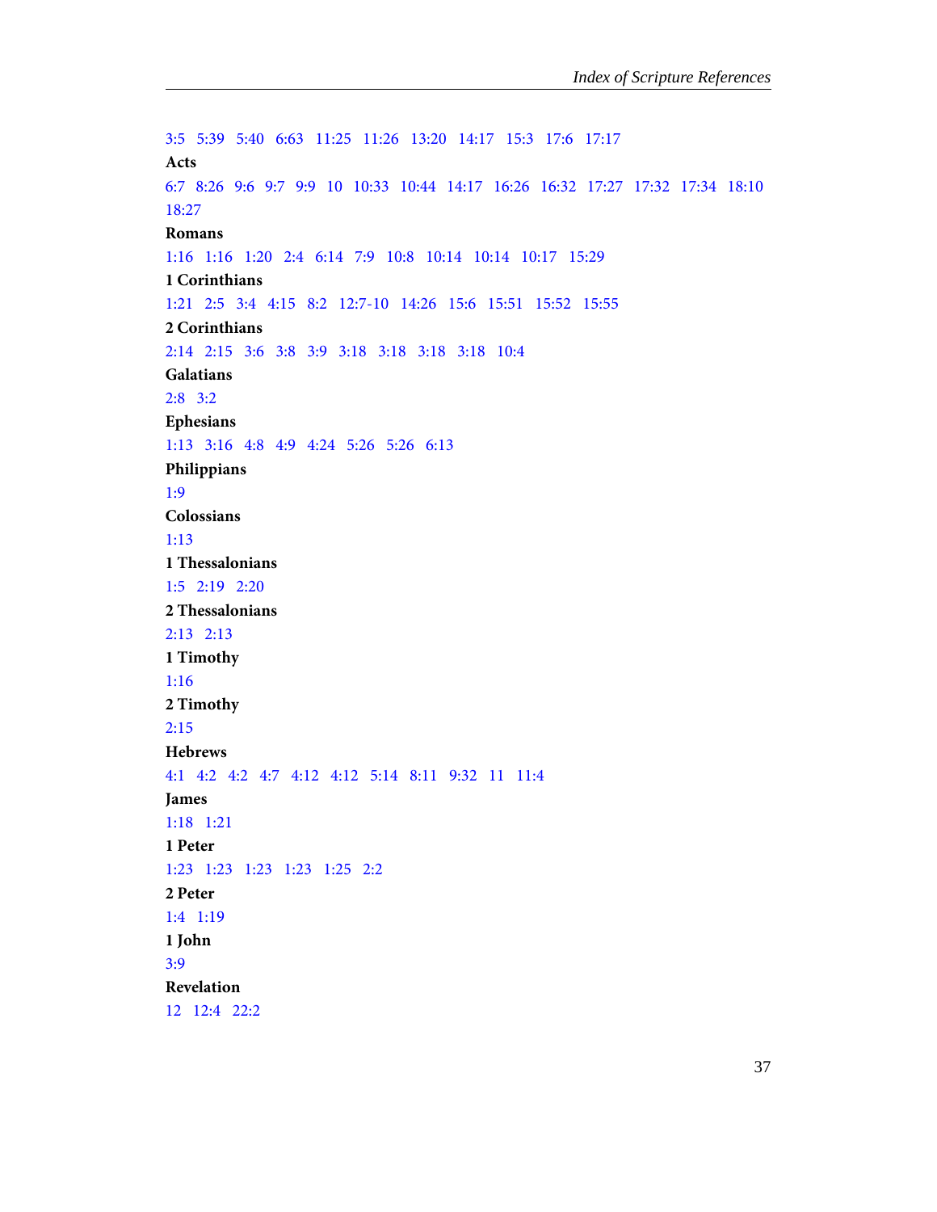3:5   5:39   5:40   6:63   11:25   11:26   13:20   14:17   15:3   17:6   17:17

**Acts**

6:7   8:26   9:6   9:7   9:9   10   10:33   10:44   14:17   16:26   16:32   17:27   17:32   17:34   18:10   18:27

**Romans**

1:16   1:16   1:20   2:4   6:14   7:9   10:8   10:14   10:14   10:17   15:29

**1 Corinthians**

1:21   2:5   3:4   4:15   8:2   12:7-10   14:26   15:6   15:51   15:52   15:55

**2 Corinthians**

2:14   2:15   3:6   3:8   3:9   3:18   3:18   3:18   3:18   10:4

**Galatians**

2:8   3:2

**Ephesians**

1:13   3:16   4:8   4:9   4:24   5:26   5:26   6:13

**Philippians**

1:9

**Colossians**

1:13

**1 Thessalonians**

1:5   2:19   2:20

**2 Thessalonians**

2:13   2:13

**1 Timothy**

1:16

**2 Timothy**

2:15

**Hebrews**

4:1   4:2   4:2   4:7   4:12   4:12   5:14   8:11   9:32   11   11:4

**James**

1:18   1:21

**1 Peter**

1:23   1:23   1:23   1:23   1:25   2:2

**2 Peter**

1:4   1:19

**1 John**

3:9

**Revelation**

12   12:4   22:2